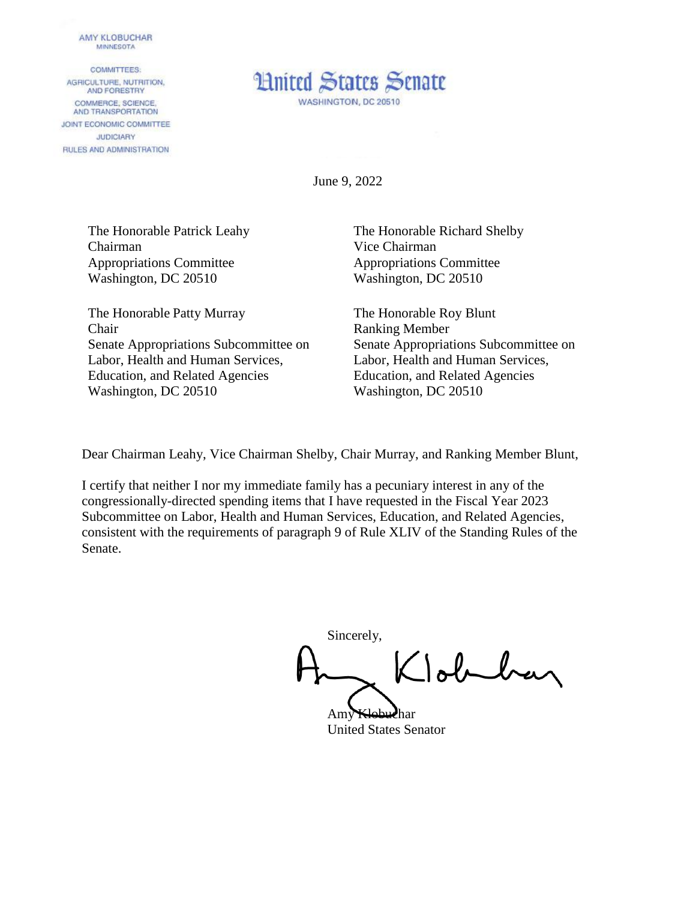AMY KLOBUCHAR
MINNESOTA

COMMITTEES:
AGRICULTURE, NUTRITION, AND FORESTRY
COMMERCE, SCIENCE, AND TRANSPORTATION
JOINT ECONOMIC COMMITTEE
JUDICIARY
RULES AND ADMINISTRATION

# United States Senate

WASHINGTON, DC 20510

June 9, 2022

The Honorable Patrick Leahy
Chairman
Appropriations Committee
Washington, DC 20510

The Honorable Richard Shelby
Vice Chairman
Appropriations Committee
Washington, DC 20510

The Honorable Patty Murray
Chair
Senate Appropriations Subcommittee on Labor, Health and Human Services, Education, and Related Agencies
Washington, DC 20510

The Honorable Roy Blunt
Ranking Member
Senate Appropriations Subcommittee on Labor, Health and Human Services, Education, and Related Agencies
Washington, DC 20510

Dear Chairman Leahy, Vice Chairman Shelby, Chair Murray, and Ranking Member Blunt,

I certify that neither I nor my immediate family has a pecuniary interest in any of the congressionally-directed spending items that I have requested in the Fiscal Year 2023 Subcommittee on Labor, Health and Human Services, Education, and Related Agencies, consistent with the requirements of paragraph 9 of Rule XLIV of the Standing Rules of the Senate.

Sincerely,

Amy Klobuchar
United States Senator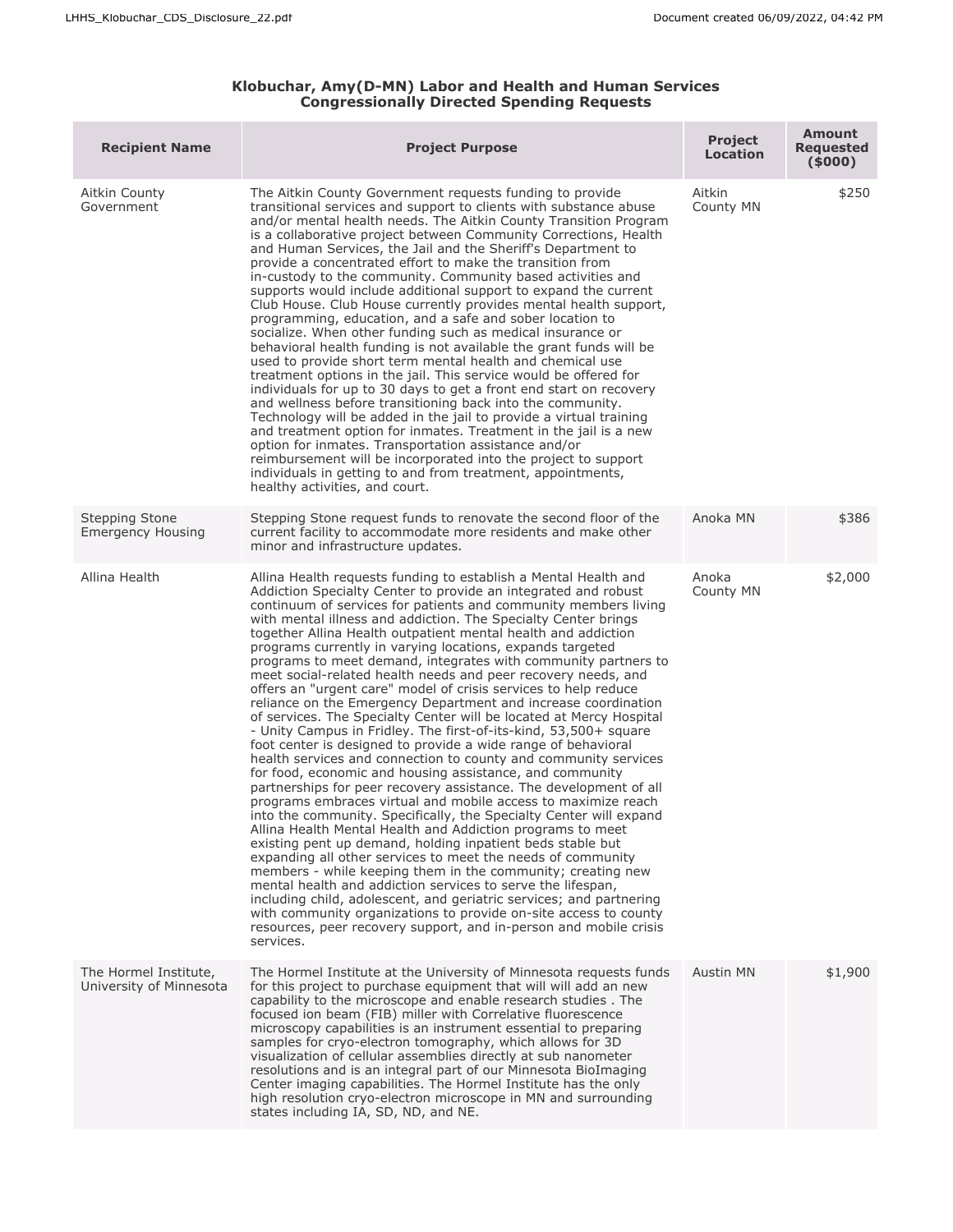**Klobuchar, Amy(D-MN) Labor and Health and Human Services Congressionally Directed Spending Requests**

| Recipient Name | Project Purpose | Project Location | Amount Requested ($000) |
|---|---|---|---|
| Aitkin County Government | The Aitkin County Government requests funding to provide transitional services and support to clients with substance abuse and/or mental health needs. The Aitkin County Transition Program is a collaborative project between Community Corrections, Health and Human Services, the Jail and the Sheriff's Department to provide a concentrated effort to make the transition from in-custody to the community. Community based activities and supports would include additional support to expand the current Club House. Club House currently provides mental health support, programming, education, and a safe and sober location to socialize. When other funding such as medical insurance or behavioral health funding is not available the grant funds will be used to provide short term mental health and chemical use treatment options in the jail. This service would be offered for individuals for up to 30 days to get a front end start on recovery and wellness before transitioning back into the community. Technology will be added in the jail to provide a virtual training and treatment option for inmates. Treatment in the jail is a new option for inmates. Transportation assistance and/or reimbursement will be incorporated into the project to support individuals in getting to and from treatment, appointments, healthy activities, and court. | Aitkin County MN | $250 |
| Stepping Stone Emergency Housing | Stepping Stone request funds to renovate the second floor of the current facility to accommodate more residents and make other minor and infrastructure updates. | Anoka MN | $386 |
| Allina Health | Allina Health requests funding to establish a Mental Health and Addiction Specialty Center to provide an integrated and robust continuum of services for patients and community members living with mental illness and addiction. The Specialty Center brings together Allina Health outpatient mental health and addiction programs currently in varying locations, expands targeted programs to meet demand, integrates with community partners to meet social-related health needs and peer recovery needs, and offers an "urgent care" model of crisis services to help reduce reliance on the Emergency Department and increase coordination of services. The Specialty Center will be located at Mercy Hospital - Unity Campus in Fridley. The first-of-its-kind, 53,500+ square foot center is designed to provide a wide range of behavioral health services and connection to county and community services for food, economic and housing assistance, and community partnerships for peer recovery assistance. The development of all programs embraces virtual and mobile access to maximize reach into the community. Specifically, the Specialty Center will expand Allina Health Mental Health and Addiction programs to meet existing pent up demand, holding inpatient beds stable but expanding all other services to meet the needs of community members - while keeping them in the community; creating new mental health and addiction services to serve the lifespan, including child, adolescent, and geriatric services; and partnering with community organizations to provide on-site access to county resources, peer recovery support, and in-person and mobile crisis services. | Anoka County MN | $2,000 |
| The Hormel Institute, University of Minnesota | The Hormel Institute at the University of Minnesota requests funds for this project to purchase equipment that will will add an new capability to the microscope and enable research studies . The focused ion beam (FIB) miller with Correlative fluorescence microscopy capabilities is an instrument essential to preparing samples for cryo-electron tomography, which allows for 3D visualization of cellular assemblies directly at sub nanometer resolutions and is an integral part of our Minnesota BioImaging Center imaging capabilities. The Hormel Institute has the only high resolution cryo-electron microscope in MN and surrounding states including IA, SD, ND, and NE. | Austin MN | $1,900 |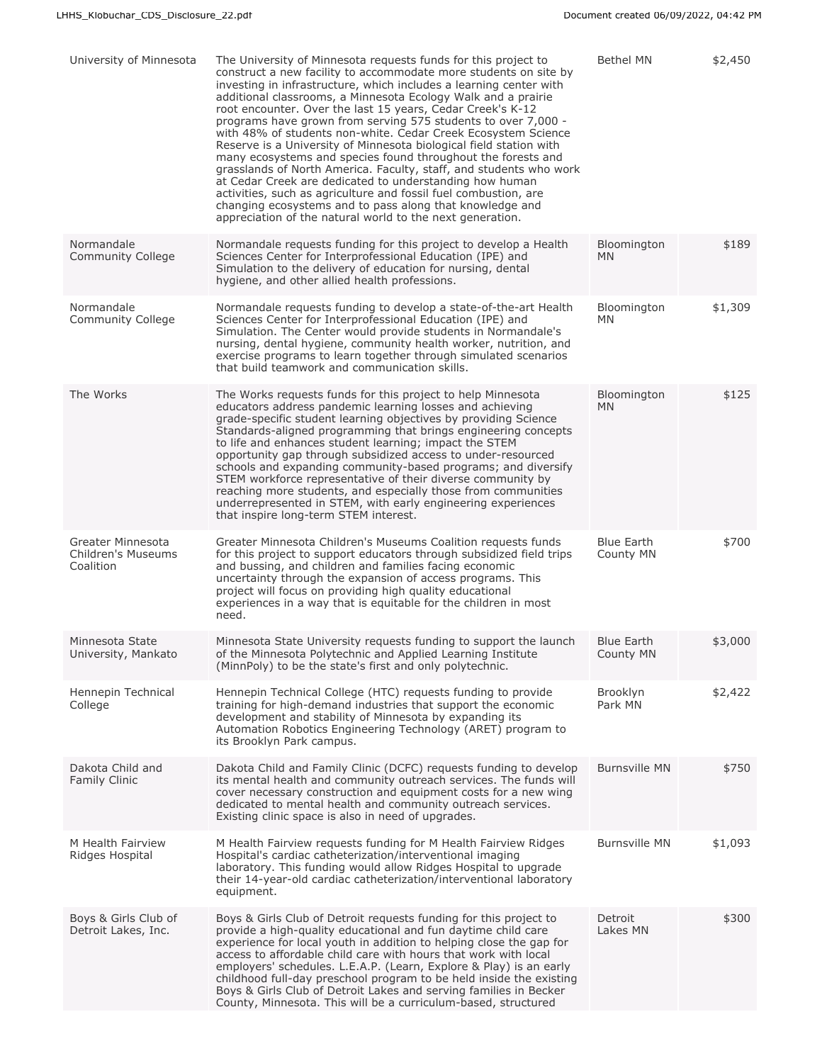| | | | |
|---|---|---|---|
| University of Minnesota | The University of Minnesota requests funds for this project to construct a new facility to accommodate more students on site by investing in infrastructure, which includes a learning center with additional classrooms, a Minnesota Ecology Walk and a prairie root encounter. Over the last 15 years, Cedar Creek's K-12 programs have grown from serving 575 students to over 7,000 - with 48% of students non-white. Cedar Creek Ecosystem Science Reserve is a University of Minnesota biological field station with many ecosystems and species found throughout the forests and grasslands of North America. Faculty, staff, and students who work at Cedar Creek are dedicated to understanding how human activities, such as agriculture and fossil fuel combustion, are changing ecosystems and to pass along that knowledge and appreciation of the natural world to the next generation. | Bethel MN | $2,450 |
| Normandale Community College | Normandale requests funding for this project to develop a Health Sciences Center for Interprofessional Education (IPE) and Simulation to the delivery of education for nursing, dental hygiene, and other allied health professions. | Bloomington MN | $189 |
| Normandale Community College | Normandale requests funding to develop a state-of-the-art Health Sciences Center for Interprofessional Education (IPE) and Simulation. The Center would provide students in Normandale's nursing, dental hygiene, community health worker, nutrition, and exercise programs to learn together through simulated scenarios that build teamwork and communication skills. | Bloomington MN | $1,309 |
| The Works | The Works requests funds for this project to help Minnesota educators address pandemic learning losses and achieving grade-specific student learning objectives by providing Science Standards-aligned programming that brings engineering concepts to life and enhances student learning; impact the STEM opportunity gap through subsidized access to under-resourced schools and expanding community-based programs; and diversify STEM workforce representative of their diverse community by reaching more students, and especially those from communities underrepresented in STEM, with early engineering experiences that inspire long-term STEM interest. | Bloomington MN | $125 |
| Greater Minnesota Children's Museums Coalition | Greater Minnesota Children's Museums Coalition requests funds for this project to support educators through subsidized field trips and bussing, and children and families facing economic uncertainty through the expansion of access programs. This project will focus on providing high quality educational experiences in a way that is equitable for the children in most need. | Blue Earth County MN | $700 |
| Minnesota State University, Mankato | Minnesota State University requests funding to support the launch of the Minnesota Polytechnic and Applied Learning Institute (MinnPoly) to be the state's first and only polytechnic. | Blue Earth County MN | $3,000 |
| Hennepin Technical College | Hennepin Technical College (HTC) requests funding to provide training for high-demand industries that support the economic development and stability of Minnesota by expanding its Automation Robotics Engineering Technology (ARET) program to its Brooklyn Park campus. | Brooklyn Park MN | $2,422 |
| Dakota Child and Family Clinic | Dakota Child and Family Clinic (DCFC) requests funding to develop its mental health and community outreach services. The funds will cover necessary construction and equipment costs for a new wing dedicated to mental health and community outreach services. Existing clinic space is also in need of upgrades. | Burnsville MN | $750 |
| M Health Fairview Ridges Hospital | M Health Fairview requests funding for M Health Fairview Ridges Hospital's cardiac catheterization/interventional imaging laboratory. This funding would allow Ridges Hospital to upgrade their 14-year-old cardiac catheterization/interventional laboratory equipment. | Burnsville MN | $1,093 |
| Boys & Girls Club of Detroit Lakes, Inc. | Boys & Girls Club of Detroit requests funding for this project to provide a high-quality educational and fun daytime child care experience for local youth in addition to helping close the gap for access to affordable child care with hours that work with local employers' schedules. L.E.A.P. (Learn, Explore & Play) is an early childhood full-day preschool program to be held inside the existing Boys & Girls Club of Detroit Lakes and serving families in Becker County, Minnesota. This will be a curriculum-based, structured | Detroit Lakes MN | $300 |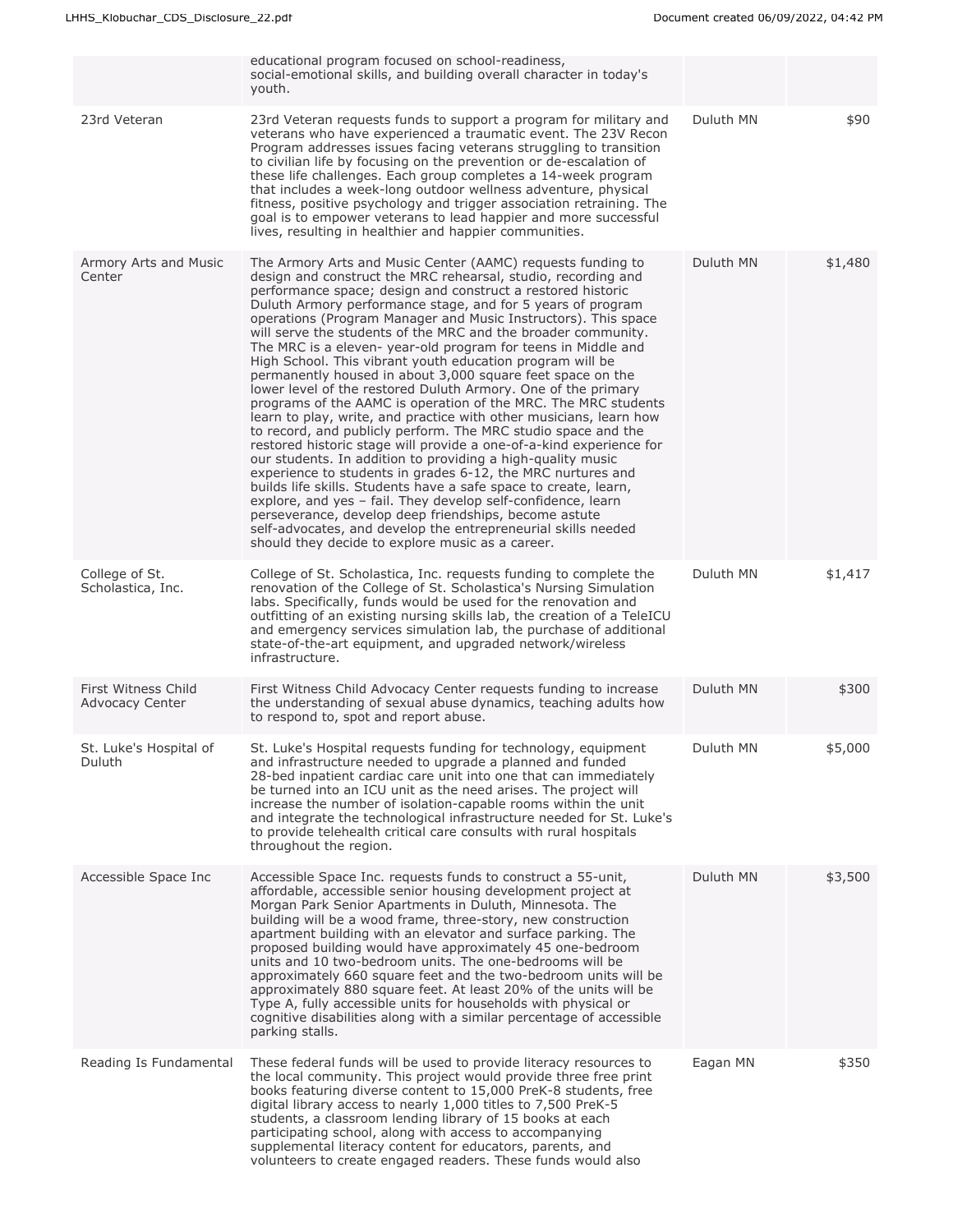| | | | |
|---|---|---|---|
| | educational program focused on school-readiness, social-emotional skills, and building overall character in today's youth. | | |
| 23rd Veteran | 23rd Veteran requests funds to support a program for military and veterans who have experienced a traumatic event. The 23V Recon Program addresses issues facing veterans struggling to transition to civilian life by focusing on the prevention or de-escalation of these life challenges. Each group completes a 14-week program that includes a week-long outdoor wellness adventure, physical fitness, positive psychology and trigger association retraining. The goal is to empower veterans to lead happier and more successful lives, resulting in healthier and happier communities. | Duluth MN | $90 |
| Armory Arts and Music Center | The Armory Arts and Music Center (AAMC) requests funding to design and construct the MRC rehearsal, studio, recording and performance space; design and construct a restored historic Duluth Armory performance stage, and for 5 years of program operations (Program Manager and Music Instructors). This space will serve the students of the MRC and the broader community. The MRC is a eleven- year-old program for teens in Middle and High School. This vibrant youth education program will be permanently housed in about 3,000 square feet space on the lower level of the restored Duluth Armory. One of the primary programs of the AAMC is operation of the MRC. The MRC students learn to play, write, and practice with other musicians, learn how to record, and publicly perform. The MRC studio space and the restored historic stage will provide a one-of-a-kind experience for our students. In addition to providing a high-quality music experience to students in grades 6-12, the MRC nurtures and builds life skills. Students have a safe space to create, learn, explore, and yes – fail. They develop self-confidence, learn perseverance, develop deep friendships, become astute self-advocates, and develop the entrepreneurial skills needed should they decide to explore music as a career. | Duluth MN | $1,480 |
| College of St. Scholastica, Inc. | College of St. Scholastica, Inc. requests funding to complete the renovation of the College of St. Scholastica's Nursing Simulation labs. Specifically, funds would be used for the renovation and outfitting of an existing nursing skills lab, the creation of a TeleICU and emergency services simulation lab, the purchase of additional state-of-the-art equipment, and upgraded network/wireless infrastructure. | Duluth MN | $1,417 |
| First Witness Child Advocacy Center | First Witness Child Advocacy Center requests funding to increase the understanding of sexual abuse dynamics, teaching adults how to respond to, spot and report abuse. | Duluth MN | $300 |
| St. Luke's Hospital of Duluth | St. Luke's Hospital requests funding for technology, equipment and infrastructure needed to upgrade a planned and funded 28-bed inpatient cardiac care unit into one that can immediately be turned into an ICU unit as the need arises. The project will increase the number of isolation-capable rooms within the unit and integrate the technological infrastructure needed for St. Luke's to provide telehealth critical care consults with rural hospitals throughout the region. | Duluth MN | $5,000 |
| Accessible Space Inc | Accessible Space Inc. requests funds to construct a 55-unit, affordable, accessible senior housing development project at Morgan Park Senior Apartments in Duluth, Minnesota. The building will be a wood frame, three-story, new construction apartment building with an elevator and surface parking. The proposed building would have approximately 45 one-bedroom units and 10 two-bedroom units. The one-bedrooms will be approximately 660 square feet and the two-bedroom units will be approximately 880 square feet. At least 20% of the units will be Type A, fully accessible units for households with physical or cognitive disabilities along with a similar percentage of accessible parking stalls. | Duluth MN | $3,500 |
| Reading Is Fundamental | These federal funds will be used to provide literacy resources to the local community. This project would provide three free print books featuring diverse content to 15,000 PreK-8 students, free digital library access to nearly 1,000 titles to 7,500 PreK-5 students, a classroom lending library of 15 books at each participating school, along with access to accompanying supplemental literacy content for educators, parents, and volunteers to create engaged readers. These funds would also | Eagan MN | $350 |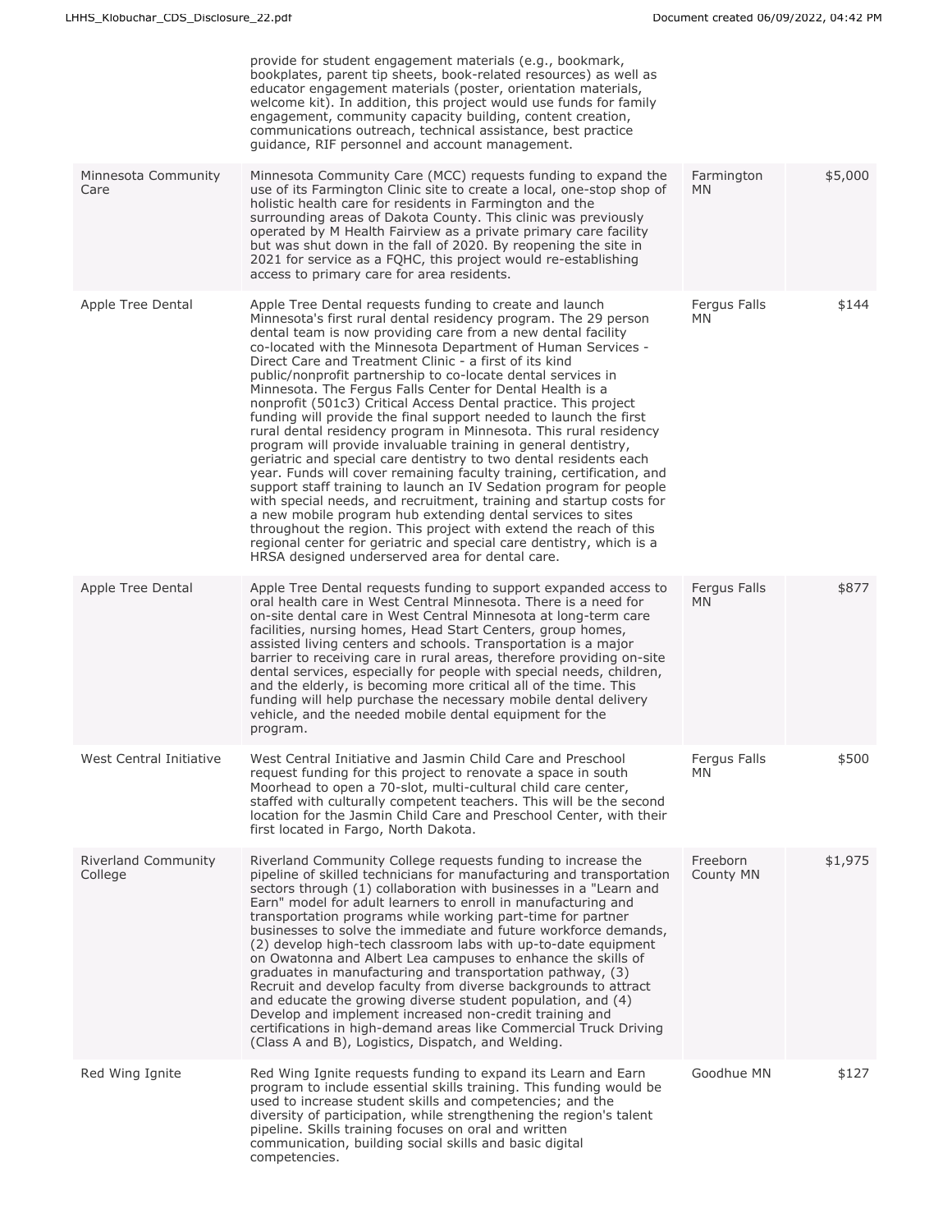| | | | |
|---|---|---|---|
| | provide for student engagement materials (e.g., bookmark, bookplates, parent tip sheets, book-related resources) as well as educator engagement materials (poster, orientation materials, welcome kit). In addition, this project would use funds for family engagement, community capacity building, content creation, communications outreach, technical assistance, best practice guidance, RIF personnel and account management. | | |
| Minnesota Community Care | Minnesota Community Care (MCC) requests funding to expand the use of its Farmington Clinic site to create a local, one-stop shop of holistic health care for residents in Farmington and the surrounding areas of Dakota County. This clinic was previously operated by M Health Fairview as a private primary care facility but was shut down in the fall of 2020. By reopening the site in 2021 for service as a FQHC, this project would re-establishing access to primary care for area residents. | Farmington MN | $5,000 |
| Apple Tree Dental | Apple Tree Dental requests funding to create and launch Minnesota's first rural dental residency program. The 29 person dental team is now providing care from a new dental facility co-located with the Minnesota Department of Human Services - Direct Care and Treatment Clinic - a first of its kind public/nonprofit partnership to co-locate dental services in Minnesota. The Fergus Falls Center for Dental Health is a nonprofit (501c3) Critical Access Dental practice. This project funding will provide the final support needed to launch the first rural dental residency program in Minnesota. This rural residency program will provide invaluable training in general dentistry, geriatric and special care dentistry to two dental residents each year. Funds will cover remaining faculty training, certification, and support staff training to launch an IV Sedation program for people with special needs, and recruitment, training and startup costs for a new mobile program hub extending dental services to sites throughout the region. This project with extend the reach of this regional center for geriatric and special care dentistry, which is a HRSA designed underserved area for dental care. | Fergus Falls MN | $144 |
| Apple Tree Dental | Apple Tree Dental requests funding to support expanded access to oral health care in West Central Minnesota. There is a need for on-site dental care in West Central Minnesota at long-term care facilities, nursing homes, Head Start Centers, group homes, assisted living centers and schools. Transportation is a major barrier to receiving care in rural areas, therefore providing on-site dental services, especially for people with special needs, children, and the elderly, is becoming more critical all of the time. This funding will help purchase the necessary mobile dental delivery vehicle, and the needed mobile dental equipment for the program. | Fergus Falls MN | $877 |
| West Central Initiative | West Central Initiative and Jasmin Child Care and Preschool request funding for this project to renovate a space in south Moorhead to open a 70-slot, multi-cultural child care center, staffed with culturally competent teachers. This will be the second location for the Jasmin Child Care and Preschool Center, with their first located in Fargo, North Dakota. | Fergus Falls MN | $500 |
| Riverland Community College | Riverland Community College requests funding to increase the pipeline of skilled technicians for manufacturing and transportation sectors through (1) collaboration with businesses in a "Learn and Earn" model for adult learners to enroll in manufacturing and transportation programs while working part-time for partner businesses to solve the immediate and future workforce demands, (2) develop high-tech classroom labs with up-to-date equipment on Owatonna and Albert Lea campuses to enhance the skills of graduates in manufacturing and transportation pathway, (3) Recruit and develop faculty from diverse backgrounds to attract and educate the growing diverse student population, and (4) Develop and implement increased non-credit training and certifications in high-demand areas like Commercial Truck Driving (Class A and B), Logistics, Dispatch, and Welding. | Freeborn County MN | $1,975 |
| Red Wing Ignite | Red Wing Ignite requests funding to expand its Learn and Earn program to include essential skills training. This funding would be used to increase student skills and competencies; and the diversity of participation, while strengthening the region's talent pipeline. Skills training focuses on oral and written communication, building social skills and basic digital competencies. | Goodhue MN | $127 |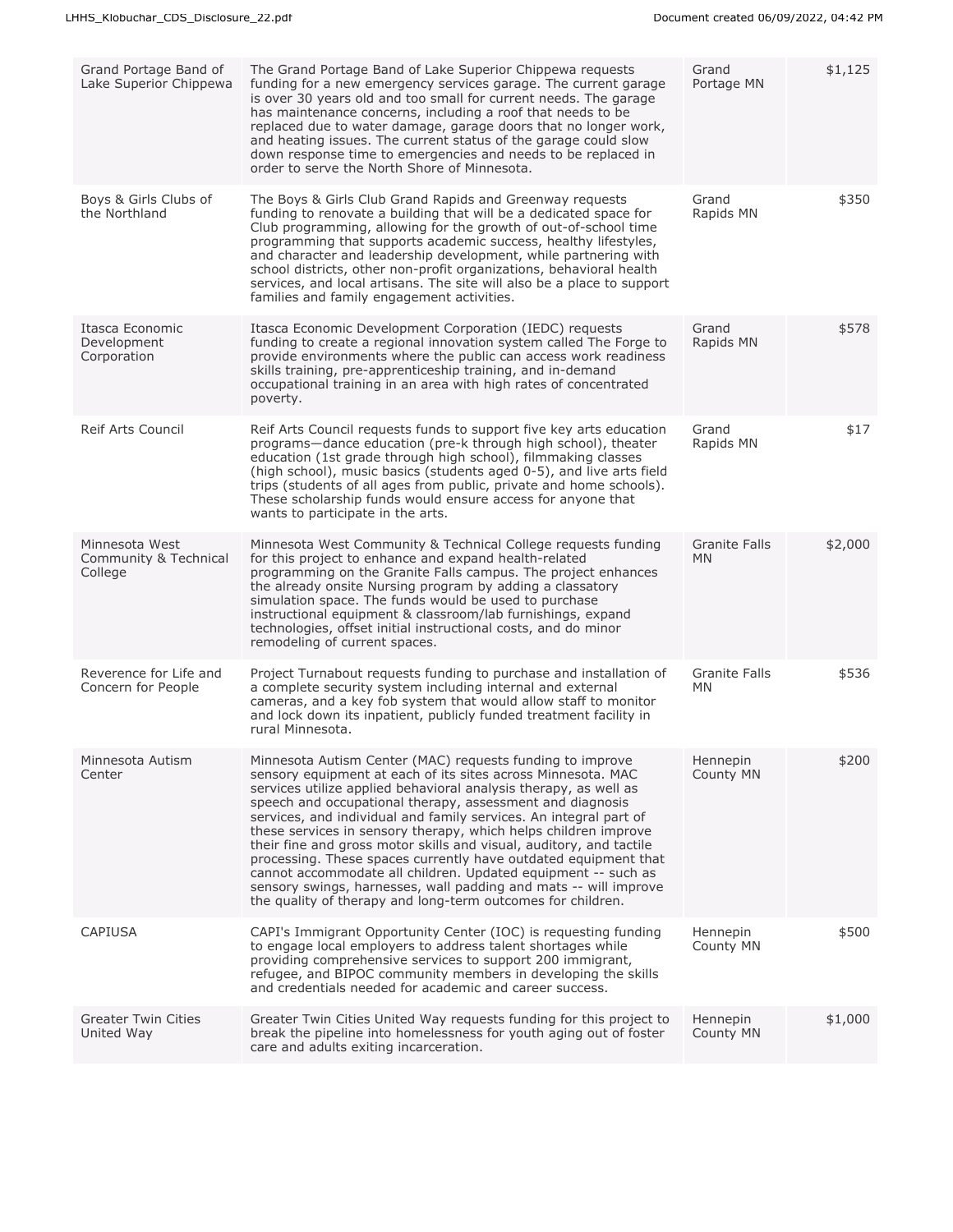| | | | |
|---|---|---|---|
| Grand Portage Band of Lake Superior Chippewa | The Grand Portage Band of Lake Superior Chippewa requests funding for a new emergency services garage. The current garage is over 30 years old and too small for current needs. The garage has maintenance concerns, including a roof that needs to be replaced due to water damage, garage doors that no longer work, and heating issues. The current status of the garage could slow down response time to emergencies and needs to be replaced in order to serve the North Shore of Minnesota. | Grand Portage MN | $1,125 |
| Boys & Girls Clubs of the Northland | The Boys & Girls Club Grand Rapids and Greenway requests funding to renovate a building that will be a dedicated space for Club programming, allowing for the growth of out-of-school time programming that supports academic success, healthy lifestyles, and character and leadership development, while partnering with school districts, other non-profit organizations, behavioral health services, and local artisans. The site will also be a place to support families and family engagement activities. | Grand Rapids MN | $350 |
| Itasca Economic Development Corporation | Itasca Economic Development Corporation (IEDC) requests funding to create a regional innovation system called The Forge to provide environments where the public can access work readiness skills training, pre-apprenticeship training, and in-demand occupational training in an area with high rates of concentrated poverty. | Grand Rapids MN | $578 |
| Reif Arts Council | Reif Arts Council requests funds to support five key arts education programs—dance education (pre-k through high school), theater education (1st grade through high school), filmmaking classes (high school), music basics (students aged 0-5), and live arts field trips (students of all ages from public, private and home schools). These scholarship funds would ensure access for anyone that wants to participate in the arts. | Grand Rapids MN | $17 |
| Minnesota West Community & Technical College | Minnesota West Community & Technical College requests funding for this project to enhance and expand health-related programming on the Granite Falls campus. The project enhances the already onsite Nursing program by adding a classatory simulation space. The funds would be used to purchase instructional equipment & classroom/lab furnishings, expand technologies, offset initial instructional costs, and do minor remodeling of current spaces. | Granite Falls MN | $2,000 |
| Reverence for Life and Concern for People | Project Turnabout requests funding to purchase and installation of a complete security system including internal and external cameras, and a key fob system that would allow staff to monitor and lock down its inpatient, publicly funded treatment facility in rural Minnesota. | Granite Falls MN | $536 |
| Minnesota Autism Center | Minnesota Autism Center (MAC) requests funding to improve sensory equipment at each of its sites across Minnesota. MAC services utilize applied behavioral analysis therapy, as well as speech and occupational therapy, assessment and diagnosis services, and individual and family services. An integral part of these services in sensory therapy, which helps children improve their fine and gross motor skills and visual, auditory, and tactile processing. These spaces currently have outdated equipment that cannot accommodate all children. Updated equipment -- such as sensory swings, harnesses, wall padding and mats -- will improve the quality of therapy and long-term outcomes for children. | Hennepin County MN | $200 |
| CAPIUSA | CAPI's Immigrant Opportunity Center (IOC) is requesting funding to engage local employers to address talent shortages while providing comprehensive services to support 200 immigrant, refugee, and BIPOC community members in developing the skills and credentials needed for academic and career success. | Hennepin County MN | $500 |
| Greater Twin Cities United Way | Greater Twin Cities United Way requests funding for this project to break the pipeline into homelessness for youth aging out of foster care and adults exiting incarceration. | Hennepin County MN | $1,000 |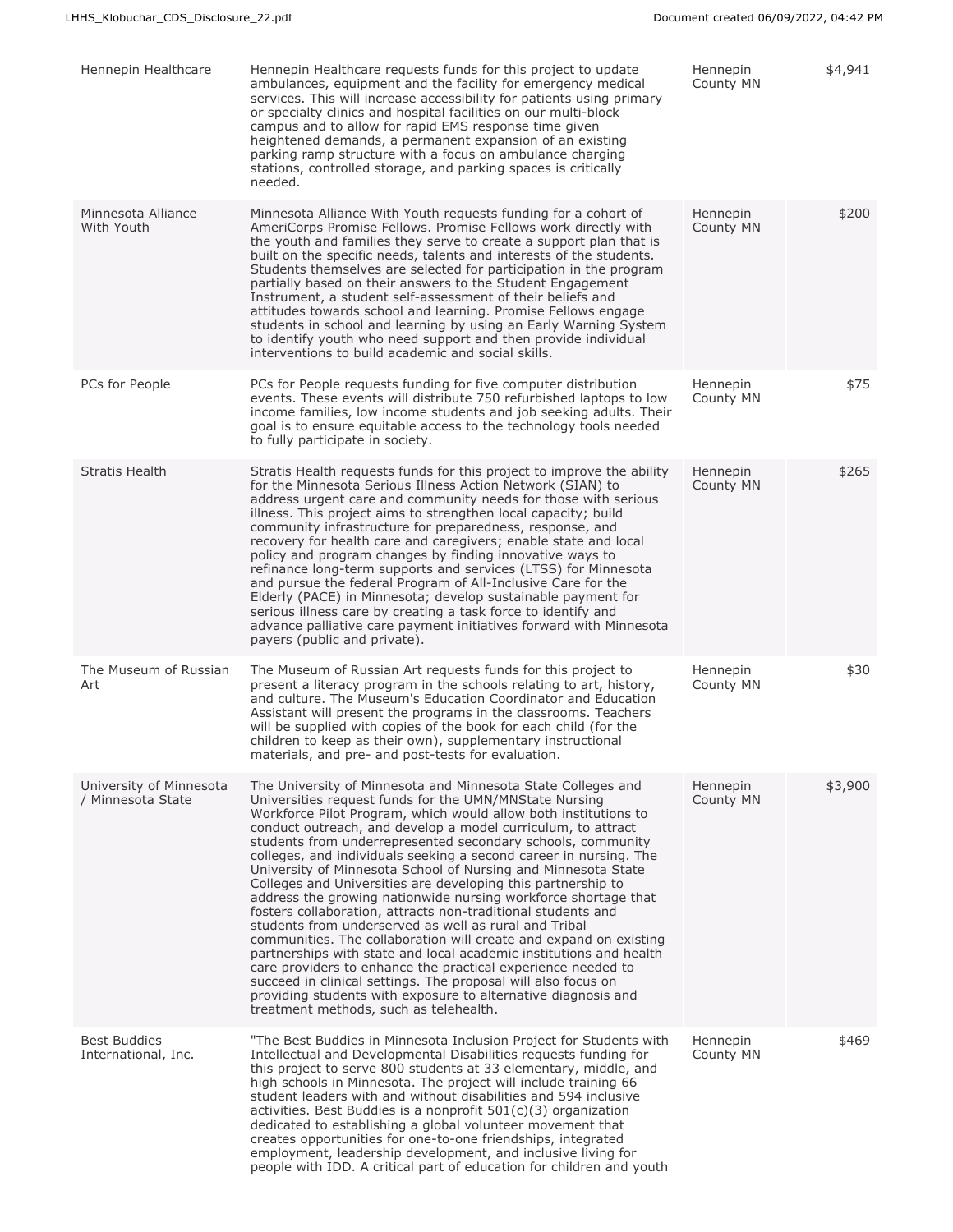| | | | |
|---|---|---|---|
| Hennepin Healthcare | Hennepin Healthcare requests funds for this project to update ambulances, equipment and the facility for emergency medical services. This will increase accessibility for patients using primary or specialty clinics and hospital facilities on our multi-block campus and to allow for rapid EMS response time given heightened demands, a permanent expansion of an existing parking ramp structure with a focus on ambulance charging stations, controlled storage, and parking spaces is critically needed. | Hennepin County MN | $4,941 |
| Minnesota Alliance With Youth | Minnesota Alliance With Youth requests funding for a cohort of AmeriCorps Promise Fellows. Promise Fellows work directly with the youth and families they serve to create a support plan that is built on the specific needs, talents and interests of the students. Students themselves are selected for participation in the program partially based on their answers to the Student Engagement Instrument, a student self-assessment of their beliefs and attitudes towards school and learning. Promise Fellows engage students in school and learning by using an Early Warning System to identify youth who need support and then provide individual interventions to build academic and social skills. | Hennepin County MN | $200 |
| PCs for People | PCs for People requests funding for five computer distribution events. These events will distribute 750 refurbished laptops to low income families, low income students and job seeking adults. Their goal is to ensure equitable access to the technology tools needed to fully participate in society. | Hennepin County MN | $75 |
| Stratis Health | Stratis Health requests funds for this project to improve the ability for the Minnesota Serious Illness Action Network (SIAN) to address urgent care and community needs for those with serious illness. This project aims to strengthen local capacity; build community infrastructure for preparedness, response, and recovery for health care and caregivers; enable state and local policy and program changes by finding innovative ways to refinance long-term supports and services (LTSS) for Minnesota and pursue the federal Program of All-Inclusive Care for the Elderly (PACE) in Minnesota; develop sustainable payment for serious illness care by creating a task force to identify and advance palliative care payment initiatives forward with Minnesota payers (public and private). | Hennepin County MN | $265 |
| The Museum of Russian Art | The Museum of Russian Art requests funds for this project to present a literacy program in the schools relating to art, history, and culture. The Museum's Education Coordinator and Education Assistant will present the programs in the classrooms. Teachers will be supplied with copies of the book for each child (for the children to keep as their own), supplementary instructional materials, and pre- and post-tests for evaluation. | Hennepin County MN | $30 |
| University of Minnesota / Minnesota State | The University of Minnesota and Minnesota State Colleges and Universities request funds for the UMN/MNState Nursing Workforce Pilot Program, which would allow both institutions to conduct outreach, and develop a model curriculum, to attract students from underrepresented secondary schools, community colleges, and individuals seeking a second career in nursing. The University of Minnesota School of Nursing and Minnesota State Colleges and Universities are developing this partnership to address the growing nationwide nursing workforce shortage that fosters collaboration, attracts non-traditional students and students from underserved as well as rural and Tribal communities. The collaboration will create and expand on existing partnerships with state and local academic institutions and health care providers to enhance the practical experience needed to succeed in clinical settings. The proposal will also focus on providing students with exposure to alternative diagnosis and treatment methods, such as telehealth. | Hennepin County MN | $3,900 |
| Best Buddies International, Inc. | "The Best Buddies in Minnesota Inclusion Project for Students with Intellectual and Developmental Disabilities requests funding for this project to serve 800 students at 33 elementary, middle, and high schools in Minnesota. The project will include training 66 student leaders with and without disabilities and 594 inclusive activities. Best Buddies is a nonprofit 501(c)(3) organization dedicated to establishing a global volunteer movement that creates opportunities for one-to-one friendships, integrated employment, leadership development, and inclusive living for people with IDD. A critical part of education for children and youth | Hennepin County MN | $469 |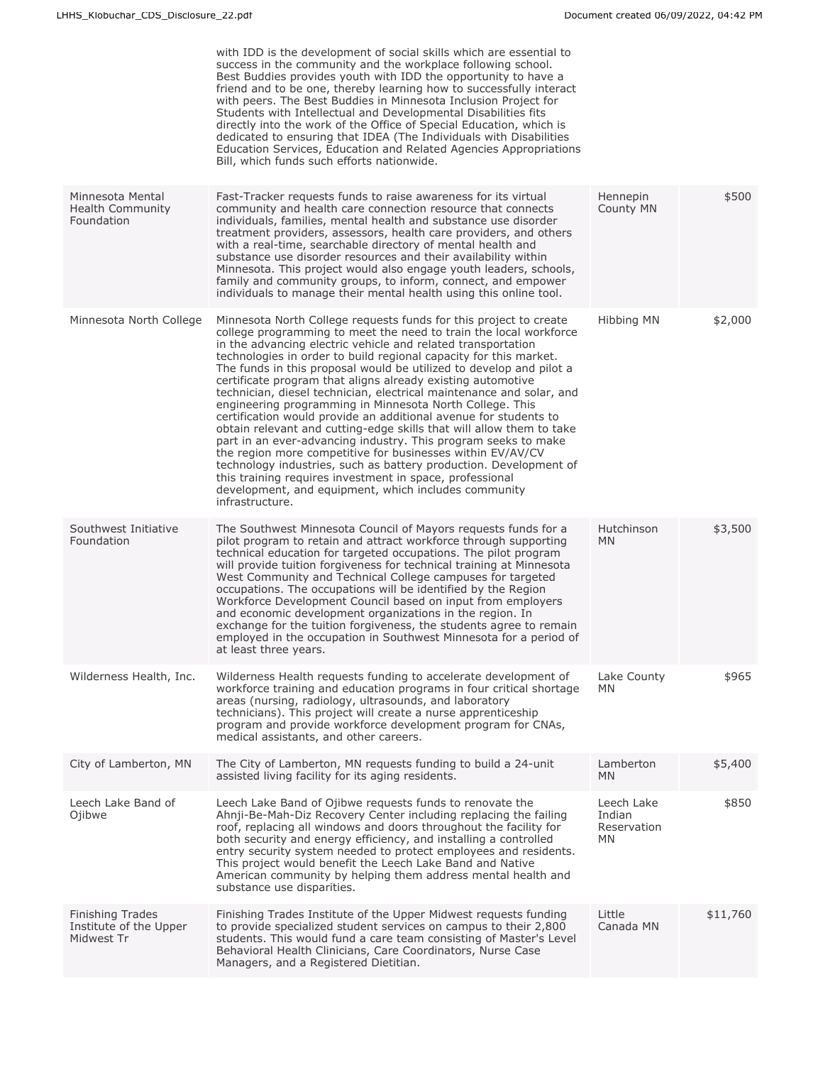| | | | |
|---|---|---|---|
| | with IDD is the development of social skills which are essential to success in the community and the workplace following school. Best Buddies provides youth with IDD the opportunity to have a friend and to be one, thereby learning how to successfully interact with peers. The Best Buddies in Minnesota Inclusion Project for Students with Intellectual and Developmental Disabilities fits directly into the work of the Office of Special Education, which is dedicated to ensuring that IDEA (The Individuals with Disabilities Education Services, Education and Related Agencies Appropriations Bill, which funds such efforts nationwide. | | |
| Minnesota Mental Health Community Foundation | Fast-Tracker requests funds to raise awareness for its virtual community and health care connection resource that connects individuals, families, mental health and substance use disorder treatment providers, assessors, health care providers, and others with a real-time, searchable directory of mental health and substance use disorder resources and their availability within Minnesota. This project would also engage youth leaders, schools, family and community groups, to inform, connect, and empower individuals to manage their mental health using this online tool. | Hennepin County MN | $500 |
| Minnesota North College | Minnesota North College requests funds for this project to create college programming to meet the need to train the local workforce in the advancing electric vehicle and related transportation technologies in order to build regional capacity for this market. The funds in this proposal would be utilized to develop and pilot a certificate program that aligns already existing automotive technician, diesel technician, electrical maintenance and solar, and engineering programming in Minnesota North College. This certification would provide an additional avenue for students to obtain relevant and cutting-edge skills that will allow them to take part in an ever-advancing industry. This program seeks to make the region more competitive for businesses within EV/AV/CV technology industries, such as battery production. Development of this training requires investment in space, professional development, and equipment, which includes community infrastructure. | Hibbing MN | $2,000 |
| Southwest Initiative Foundation | The Southwest Minnesota Council of Mayors requests funds for a pilot program to retain and attract workforce through supporting technical education for targeted occupations. The pilot program will provide tuition forgiveness for technical training at Minnesota West Community and Technical College campuses for targeted occupations. The occupations will be identified by the Region Workforce Development Council based on input from employers and economic development organizations in the region. In exchange for the tuition forgiveness, the students agree to remain employed in the occupation in Southwest Minnesota for a period of at least three years. | Hutchinson MN | $3,500 |
| Wilderness Health, Inc. | Wilderness Health requests funding to accelerate development of workforce training and education programs in four critical shortage areas (nursing, radiology, ultrasounds, and laboratory technicians). This project will create a nurse apprenticeship program and provide workforce development program for CNAs, medical assistants, and other careers. | Lake County MN | $965 |
| City of Lamberton, MN | The City of Lamberton, MN requests funding to build a 24-unit assisted living facility for its aging residents. | Lamberton MN | $5,400 |
| Leech Lake Band of Ojibwe | Leech Lake Band of Ojibwe requests funds to renovate the Ahnji-Be-Mah-Diz Recovery Center including replacing the failing roof, replacing all windows and doors throughout the facility for both security and energy efficiency, and installing a controlled entry security system needed to protect employees and residents. This project would benefit the Leech Lake Band and Native American community by helping them address mental health and substance use disparities. | Leech Lake Indian Reservation MN | $850 |
| Finishing Trades Institute of the Upper Midwest Tr | Finishing Trades Institute of the Upper Midwest requests funding to provide specialized student services on campus to their 2,800 students. This would fund a care team consisting of Master's Level Behavioral Health Clinicians, Care Coordinators, Nurse Case Managers, and a Registered Dietitian. | Little Canada MN | $11,760 |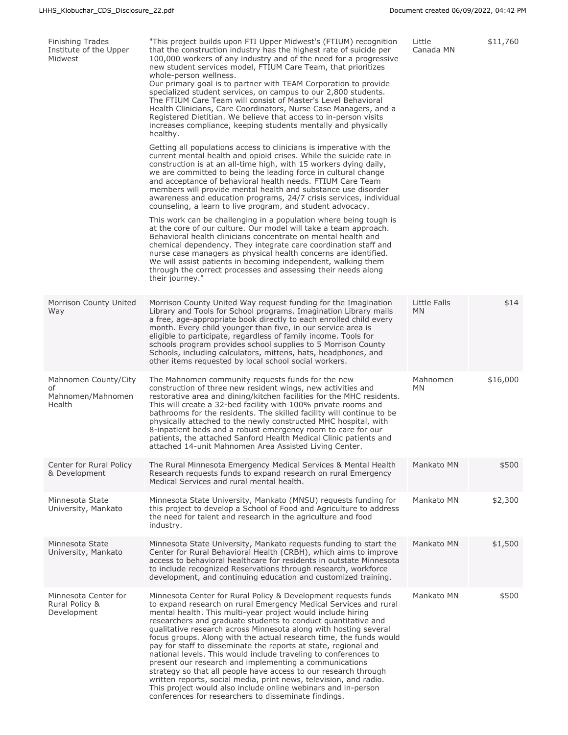| Finishing Trades Institute of the Upper Midwest | "This project builds upon FTI Upper Midwest's (FTIUM) recognition that the construction industry has the highest rate of suicide per 100,000 workers of any industry and of the need for a progressive new student services model, FTIUM Care Team, that prioritizes whole-person wellness.<br>Our primary goal is to partner with TEAM Corporation to provide specialized student services, on campus to our 2,800 students. The FTIUM Care Team will consist of Master's Level Behavioral Health Clinicians, Care Coordinators, Nurse Case Managers, and a Registered Dietitian. We believe that access to in-person visits increases compliance, keeping students mentally and physically healthy.<br><br>Getting all populations access to clinicians is imperative with the current mental health and opioid crises. While the suicide rate in construction is at an all-time high, with 15 workers dying daily, we are committed to being the leading force in cultural change and acceptance of behavioral health needs. FTIUM Care Team members will provide mental health and substance use disorder awareness and education programs, 24/7 crisis services, individual counseling, a learn to live program, and student advocacy.<br><br>This work can be challenging in a population where being tough is at the core of our culture. Our model will take a team approach. Behavioral health clinicians concentrate on mental health and chemical dependency. They integrate care coordination staff and nurse case managers as physical health concerns are identified. We will assist patients in becoming independent, walking them through the correct processes and assessing their needs along their journey." | Little Canada MN | $11,760 |
|---|---|---|---|
| Morrison County United Way | Morrison County United Way request funding for the Imagination Library and Tools for School programs. Imagination Library mails a free, age-appropriate book directly to each enrolled child every month. Every child younger than five, in our service area is eligible to participate, regardless of family income. Tools for schools program provides school supplies to 5 Morrison County Schools, including calculators, mittens, hats, headphones, and other items requested by local school social workers. | Little Falls MN | $14 |
| Mahnomen County/City of Mahnomen/Mahnomen Health | The Mahnomen community requests funds for the new construction of three new resident wings, new activities and restorative area and dining/kitchen facilities for the MHC residents. This will create a 32-bed facility with 100% private rooms and bathrooms for the residents. The skilled facility will continue to be physically attached to the newly constructed MHC hospital, with 8-inpatient beds and a robust emergency room to care for our patients, the attached Sanford Health Medical Clinic patients and attached 14-unit Mahnomen Area Assisted Living Center. | Mahnomen MN | $16,000 |
| Center for Rural Policy & Development | The Rural Minnesota Emergency Medical Services & Mental Health Research requests funds to expand research on rural Emergency Medical Services and rural mental health. | Mankato MN | $500 |
| Minnesota State University, Mankato | Minnesota State University, Mankato (MNSU) requests funding for this project to develop a School of Food and Agriculture to address the need for talent and research in the agriculture and food industry. | Mankato MN | $2,300 |
| Minnesota State University, Mankato | Minnesota State University, Mankato requests funding to start the Center for Rural Behavioral Health (CRBH), which aims to improve access to behavioral healthcare for residents in outstate Minnesota to include recognized Reservations through research, workforce development, and continuing education and customized training. | Mankato MN | $1,500 |
| Minnesota Center for Rural Policy & Development | Minnesota Center for Rural Policy & Development requests funds to expand research on rural Emergency Medical Services and rural mental health. This multi-year project would include hiring researchers and graduate students to conduct quantitative and qualitative research across Minnesota along with hosting several focus groups. Along with the actual research time, the funds would pay for staff to disseminate the reports at state, regional and national levels. This would include traveling to conferences to present our research and implementing a communications strategy so that all people have access to our research through written reports, social media, print news, television, and radio. This project would also include online webinars and in-person conferences for researchers to disseminate findings. | Mankato MN | $500 |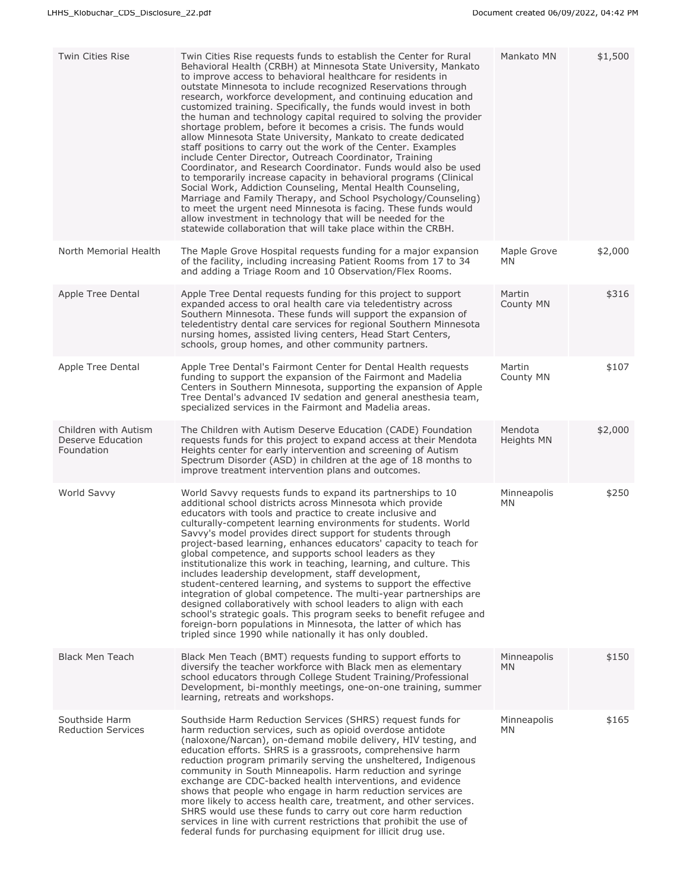| | | | |
|---|---|---|---|
| Twin Cities Rise | Twin Cities Rise requests funds to establish the Center for Rural Behavioral Health (CRBH) at Minnesota State University, Mankato to improve access to behavioral healthcare for residents in outstate Minnesota to include recognized Reservations through research, workforce development, and continuing education and customized training. Specifically, the funds would invest in both the human and technology capital required to solving the provider shortage problem, before it becomes a crisis. The funds would allow Minnesota State University, Mankato to create dedicated staff positions to carry out the work of the Center. Examples include Center Director, Outreach Coordinator, Training Coordinator, and Research Coordinator. Funds would also be used to temporarily increase capacity in behavioral programs (Clinical Social Work, Addiction Counseling, Mental Health Counseling, Marriage and Family Therapy, and School Psychology/Counseling) to meet the urgent need Minnesota is facing. These funds would allow investment in technology that will be needed for the statewide collaboration that will take place within the CRBH. | Mankato MN | $1,500 |
| North Memorial Health | The Maple Grove Hospital requests funding for a major expansion of the facility, including increasing Patient Rooms from 17 to 34 and adding a Triage Room and 10 Observation/Flex Rooms. | Maple Grove MN | $2,000 |
| Apple Tree Dental | Apple Tree Dental requests funding for this project to support expanded access to oral health care via teledentistry across Southern Minnesota. These funds will support the expansion of teledentistry dental care services for regional Southern Minnesota nursing homes, assisted living centers, Head Start Centers, schools, group homes, and other community partners. | Martin County MN | $316 |
| Apple Tree Dental | Apple Tree Dental's Fairmont Center for Dental Health requests funding to support the expansion of the Fairmont and Madelia Centers in Southern Minnesota, supporting the expansion of Apple Tree Dental's advanced IV sedation and general anesthesia team, specialized services in the Fairmont and Madelia areas. | Martin County MN | $107 |
| Children with Autism Deserve Education Foundation | The Children with Autism Deserve Education (CADE) Foundation requests funds for this project to expand access at their Mendota Heights center for early intervention and screening of Autism Spectrum Disorder (ASD) in children at the age of 18 months to improve treatment intervention plans and outcomes. | Mendota Heights MN | $2,000 |
| World Savvy | World Savvy requests funds to expand its partnerships to 10 additional school districts across Minnesota which provide educators with tools and practice to create inclusive and culturally-competent learning environments for students. World Savvy's model provides direct support for students through project-based learning, enhances educators' capacity to teach for global competence, and supports school leaders as they institutionalize this work in teaching, learning, and culture. This includes leadership development, staff development, student-centered learning, and systems to support the effective integration of global competence. The multi-year partnerships are designed collaboratively with school leaders to align with each school's strategic goals. This program seeks to benefit refugee and foreign-born populations in Minnesota, the latter of which has tripled since 1990 while nationally it has only doubled. | Minneapolis MN | $250 |
| Black Men Teach | Black Men Teach (BMT) requests funding to support efforts to diversify the teacher workforce with Black men as elementary school educators through College Student Training/Professional Development, bi-monthly meetings, one-on-one training, summer learning, retreats and workshops. | Minneapolis MN | $150 |
| Southside Harm Reduction Services | Southside Harm Reduction Services (SHRS) request funds for harm reduction services, such as opioid overdose antidote (naloxone/Narcan), on-demand mobile delivery, HIV testing, and education efforts. SHRS is a grassroots, comprehensive harm reduction program primarily serving the unsheltered, Indigenous community in South Minneapolis. Harm reduction and syringe exchange are CDC-backed health interventions, and evidence shows that people who engage in harm reduction services are more likely to access health care, treatment, and other services. SHRS would use these funds to carry out core harm reduction services in line with current restrictions that prohibit the use of federal funds for purchasing equipment for illicit drug use. | Minneapolis MN | $165 |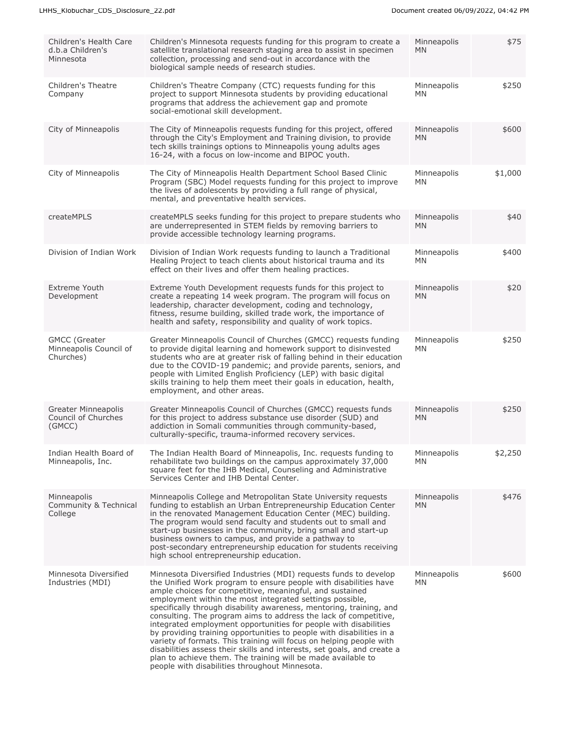| | | | |
|---|---|---|---|
| Children's Health Care d.b.a Children's Minnesota | Children's Minnesota requests funding for this program to create a satellite translational research staging area to assist in specimen collection, processing and send-out in accordance with the biological sample needs of research studies. | Minneapolis MN | $75 |
| Children's Theatre Company | Children's Theatre Company (CTC) requests funding for this project to support Minnesota students by providing educational programs that address the achievement gap and promote social-emotional skill development. | Minneapolis MN | $250 |
| City of Minneapolis | The City of Minneapolis requests funding for this project, offered through the City's Employment and Training division, to provide tech skills trainings options to Minneapolis young adults ages 16-24, with a focus on low-income and BIPOC youth. | Minneapolis MN | $600 |
| City of Minneapolis | The City of Minneapolis Health Department School Based Clinic Program (SBC) Model requests funding for this project to improve the lives of adolescents by providing a full range of physical, mental, and preventative health services. | Minneapolis MN | $1,000 |
| createMPLS | createMPLS seeks funding for this project to prepare students who are underrepresented in STEM fields by removing barriers to provide accessible technology learning programs. | Minneapolis MN | $40 |
| Division of Indian Work | Division of Indian Work requests funding to launch a Traditional Healing Project to teach clients about historical trauma and its effect on their lives and offer them healing practices. | Minneapolis MN | $400 |
| Extreme Youth Development | Extreme Youth Development requests funds for this project to create a repeating 14 week program. The program will focus on leadership, character development, coding and technology, fitness, resume building, skilled trade work, the importance of health and safety, responsibility and quality of work topics. | Minneapolis MN | $20 |
| GMCC (Greater Minneapolis Council of Churches) | Greater Minneapolis Council of Churches (GMCC) requests funding to provide digital learning and homework support to disinvested students who are at greater risk of falling behind in their education due to the COVID-19 pandemic; and provide parents, seniors, and people with Limited English Proficiency (LEP) with basic digital skills training to help them meet their goals in education, health, employment, and other areas. | Minneapolis MN | $250 |
| Greater Minneapolis Council of Churches (GMCC) | Greater Minneapolis Council of Churches (GMCC) requests funds for this project to address substance use disorder (SUD) and addiction in Somali communities through community-based, culturally-specific, trauma-informed recovery services. | Minneapolis MN | $250 |
| Indian Health Board of Minneapolis, Inc. | The Indian Health Board of Minneapolis, Inc. requests funding to rehabilitate two buildings on the campus approximately 37,000 square feet for the IHB Medical, Counseling and Administrative Services Center and IHB Dental Center. | Minneapolis MN | $2,250 |
| Minneapolis Community & Technical College | Minneapolis College and Metropolitan State University requests funding to establish an Urban Entrepreneurship Education Center in the renovated Management Education Center (MEC) building. The program would send faculty and students out to small and start-up businesses in the community, bring small and start-up business owners to campus, and provide a pathway to post-secondary entrepreneurship education for students receiving high school entrepreneurship education. | Minneapolis MN | $476 |
| Minnesota Diversified Industries (MDI) | Minnesota Diversified Industries (MDI) requests funds to develop the Unified Work program to ensure people with disabilities have ample choices for competitive, meaningful, and sustained employment within the most integrated settings possible, specifically through disability awareness, mentoring, training, and consulting. The program aims to address the lack of competitive, integrated employment opportunities for people with disabilities by providing training opportunities to people with disabilities in a variety of formats. This training will focus on helping people with disabilities assess their skills and interests, set goals, and create a plan to achieve them. The training will be made available to people with disabilities throughout Minnesota. | Minneapolis MN | $600 |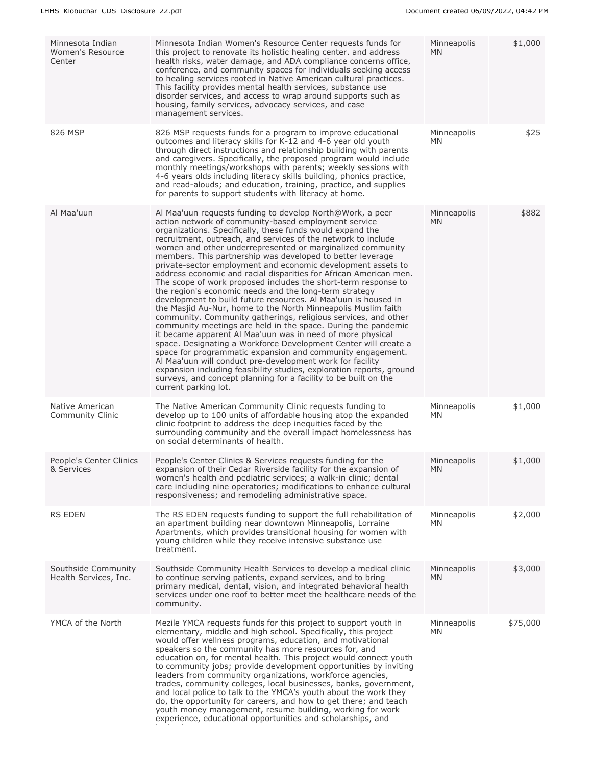| | | | |
|---|---|---|---|
| Minnesota Indian Women's Resource Center | Minnesota Indian Women's Resource Center requests funds for this project to renovate its holistic healing center. and address health risks, water damage, and ADA compliance concerns office, conference, and community spaces for individuals seeking access to healing services rooted in Native American cultural practices. This facility provides mental health services, substance use disorder services, and access to wrap around supports such as housing, family services, advocacy services, and case management services. | Minneapolis MN | $1,000 |
| 826 MSP | 826 MSP requests funds for a program to improve educational outcomes and literacy skills for K-12 and 4-6 year old youth through direct instructions and relationship building with parents and caregivers. Specifically, the proposed program would include monthly meetings/workshops with parents; weekly sessions with 4-6 years olds including literacy skills building, phonics practice, and read-alouds; and education, training, practice, and supplies for parents to support students with literacy at home. | Minneapolis MN | $25 |
| Al Maa'uun | Al Maa'uun requests funding to develop North@Work, a peer action network of community-based employment service organizations. Specifically, these funds would expand the recruitment, outreach, and services of the network to include women and other underrepresented or marginalized community members. This partnership was developed to better leverage private-sector employment and economic development assets to address economic and racial disparities for African American men. The scope of work proposed includes the short-term response to the region's economic needs and the long-term strategy development to build future resources. Al Maa'uun is housed in the Masjid Au-Nur, home to the North Minneapolis Muslim faith community. Community gatherings, religious services, and other community meetings are held in the space. During the pandemic it became apparent Al Maa'uun was in need of more physical space. Designating a Workforce Development Center will create a space for programmatic expansion and community engagement. Al Maa'uun will conduct pre-development work for facility expansion including feasibility studies, exploration reports, ground surveys, and concept planning for a facility to be built on the current parking lot. | Minneapolis MN | $882 |
| Native American Community Clinic | The Native American Community Clinic requests funding to develop up to 100 units of affordable housing atop the expanded clinic footprint to address the deep inequities faced by the surrounding community and the overall impact homelessness has on social determinants of health. | Minneapolis MN | $1,000 |
| People's Center Clinics & Services | People's Center Clinics & Services requests funding for the expansion of their Cedar Riverside facility for the expansion of women's health and pediatric services; a walk-in clinic; dental care including nine operatories; modifications to enhance cultural responsiveness; and remodeling administrative space. | Minneapolis MN | $1,000 |
| RS EDEN | The RS EDEN requests funding to support the full rehabilitation of an apartment building near downtown Minneapolis, Lorraine Apartments, which provides transitional housing for women with young children while they receive intensive substance use treatment. | Minneapolis MN | $2,000 |
| Southside Community Health Services, Inc. | Southside Community Health Services to develop a medical clinic to continue serving patients, expand services, and to bring primary medical, dental, vision, and integrated behavioral health services under one roof to better meet the healthcare needs of the community. | Minneapolis MN | $3,000 |
| YMCA of the North | Mezile YMCA requests funds for this project to support youth in elementary, middle and high school. Specifically, this project would offer wellness programs, education, and motivational speakers so the community has more resources for, and education on, for mental health. This project would connect youth to community jobs; provide development opportunities by inviting leaders from community organizations, workforce agencies, trades, community colleges, local businesses, banks, government, and local police to talk to the YMCA's youth about the work they do, the opportunity for careers, and how to get there; and teach youth money management, resume building, working for work experience, educational opportunities and scholarships, and | Minneapolis MN | $75,000 |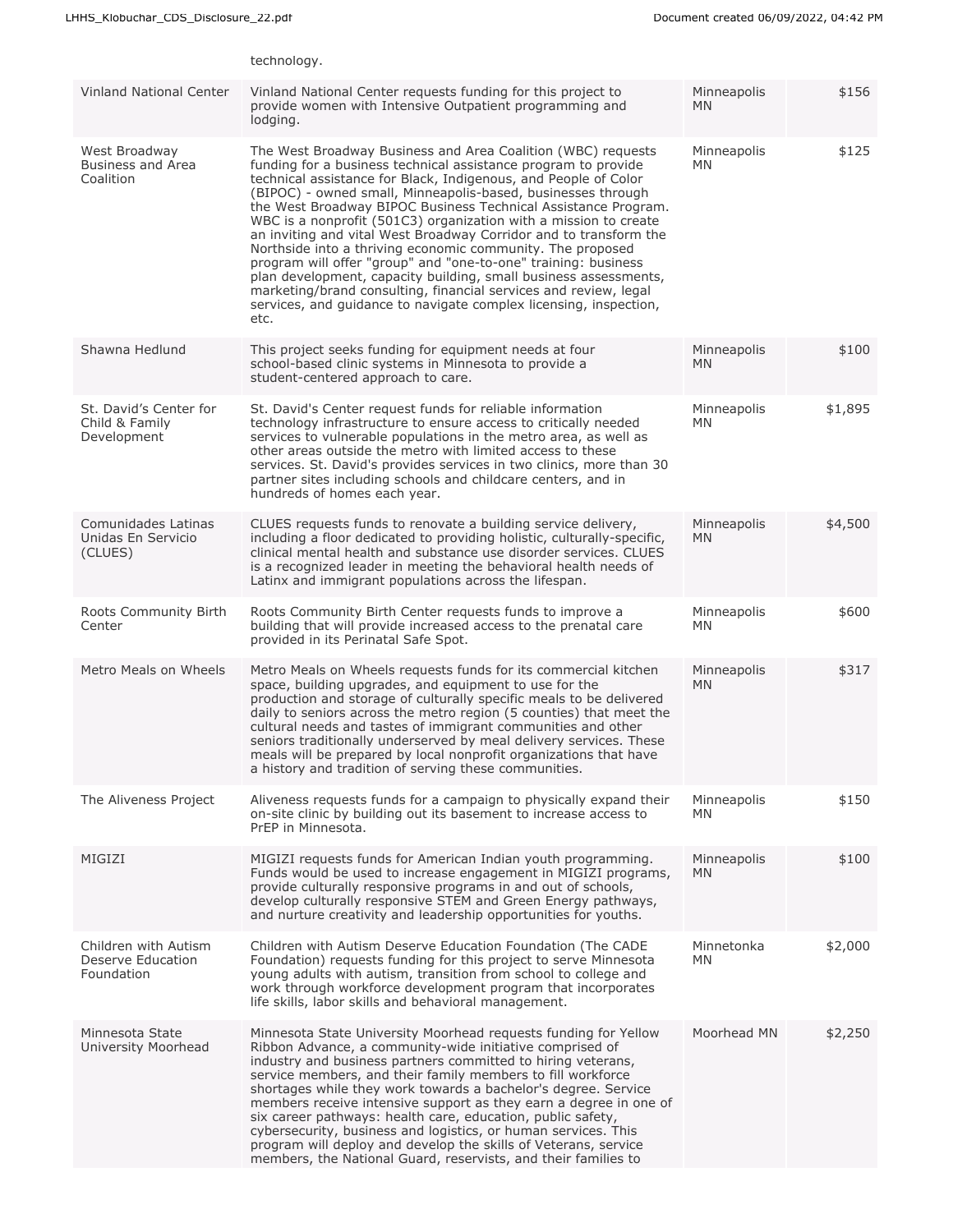| | technology. | | |
|---|---|---|---|
| Vinland National Center | Vinland National Center requests funding for this project to provide women with Intensive Outpatient programming and lodging. | Minneapolis MN | $156 |
| West Broadway Business and Area Coalition | The West Broadway Business and Area Coalition (WBC) requests funding for a business technical assistance program to provide technical assistance for Black, Indigenous, and People of Color (BIPOC) - owned small, Minneapolis-based, businesses through the West Broadway BIPOC Business Technical Assistance Program. WBC is a nonprofit (501C3) organization with a mission to create an inviting and vital West Broadway Corridor and to transform the Northside into a thriving economic community. The proposed program will offer "group" and "one-to-one" training: business plan development, capacity building, small business assessments, marketing/brand consulting, financial services and review, legal services, and guidance to navigate complex licensing, inspection, etc. | Minneapolis MN | $125 |
| Shawna Hedlund | This project seeks funding for equipment needs at four school-based clinic systems in Minnesota to provide a student-centered approach to care. | Minneapolis MN | $100 |
| St. David's Center for Child & Family Development | St. David's Center request funds for reliable information technology infrastructure to ensure access to critically needed services to vulnerable populations in the metro area, as well as other areas outside the metro with limited access to these services. St. David's provides services in two clinics, more than 30 partner sites including schools and childcare centers, and in hundreds of homes each year. | Minneapolis MN | $1,895 |
| Comunidades Latinas Unidas En Servicio (CLUES) | CLUES requests funds to renovate a building service delivery, including a floor dedicated to providing holistic, culturally-specific, clinical mental health and substance use disorder services. CLUES is a recognized leader in meeting the behavioral health needs of Latinx and immigrant populations across the lifespan. | Minneapolis MN | $4,500 |
| Roots Community Birth Center | Roots Community Birth Center requests funds to improve a building that will provide increased access to the prenatal care provided in its Perinatal Safe Spot. | Minneapolis MN | $600 |
| Metro Meals on Wheels | Metro Meals on Wheels requests funds for its commercial kitchen space, building upgrades, and equipment to use for the production and storage of culturally specific meals to be delivered daily to seniors across the metro region (5 counties) that meet the cultural needs and tastes of immigrant communities and other seniors traditionally underserved by meal delivery services. These meals will be prepared by local nonprofit organizations that have a history and tradition of serving these communities. | Minneapolis MN | $317 |
| The Aliveness Project | Aliveness requests funds for a campaign to physically expand their on-site clinic by building out its basement to increase access to PrEP in Minnesota. | Minneapolis MN | $150 |
| MIGIZI | MIGIZI requests funds for American Indian youth programming. Funds would be used to increase engagement in MIGIZI programs, provide culturally responsive programs in and out of schools, develop culturally responsive STEM and Green Energy pathways, and nurture creativity and leadership opportunities for youths. | Minneapolis MN | $100 |
| Children with Autism Deserve Education Foundation | Children with Autism Deserve Education Foundation (The CADE Foundation) requests funding for this project to serve Minnesota young adults with autism, transition from school to college and work through workforce development program that incorporates life skills, labor skills and behavioral management. | Minnetonka MN | $2,000 |
| Minnesota State University Moorhead | Minnesota State University Moorhead requests funding for Yellow Ribbon Advance, a community-wide initiative comprised of industry and business partners committed to hiring veterans, service members, and their family members to fill workforce shortages while they work towards a bachelor's degree. Service members receive intensive support as they earn a degree in one of six career pathways: health care, education, public safety, cybersecurity, business and logistics, or human services. This program will deploy and develop the skills of Veterans, service members, the National Guard, reservists, and their families to | Moorhead MN | $2,250 |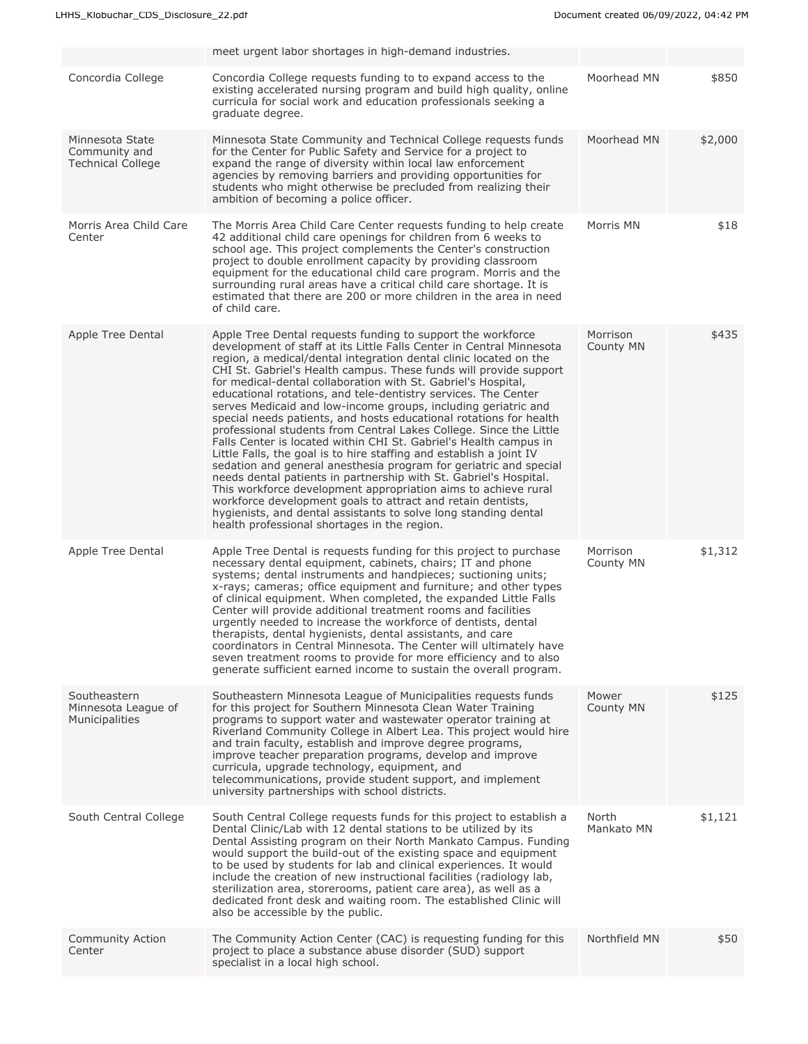| | | | |
|---|---|---|---|
| | meet urgent labor shortages in high-demand industries. | | |
| Concordia College | Concordia College requests funding to to expand access to the existing accelerated nursing program and build high quality, online curricula for social work and education professionals seeking a graduate degree. | Moorhead MN | $850 |
| Minnesota State Community and Technical College | Minnesota State Community and Technical College requests funds for the Center for Public Safety and Service for a project to expand the range of diversity within local law enforcement agencies by removing barriers and providing opportunities for students who might otherwise be precluded from realizing their ambition of becoming a police officer. | Moorhead MN | $2,000 |
| Morris Area Child Care Center | The Morris Area Child Care Center requests funding to help create 42 additional child care openings for children from 6 weeks to school age. This project complements the Center's construction project to double enrollment capacity by providing classroom equipment for the educational child care program. Morris and the surrounding rural areas have a critical child care shortage. It is estimated that there are 200 or more children in the area in need of child care. | Morris MN | $18 |
| Apple Tree Dental | Apple Tree Dental requests funding to support the workforce development of staff at its Little Falls Center in Central Minnesota region, a medical/dental integration dental clinic located on the CHI St. Gabriel's Health campus. These funds will provide support for medical-dental collaboration with St. Gabriel's Hospital, educational rotations, and tele-dentistry services. The Center serves Medicaid and low-income groups, including geriatric and special needs patients, and hosts educational rotations for health professional students from Central Lakes College. Since the Little Falls Center is located within CHI St. Gabriel's Health campus in Little Falls, the goal is to hire staffing and establish a joint IV sedation and general anesthesia program for geriatric and special needs dental patients in partnership with St. Gabriel's Hospital. This workforce development appropriation aims to achieve rural workforce development goals to attract and retain dentists, hygienists, and dental assistants to solve long standing dental health professional shortages in the region. | Morrison County MN | $435 |
| Apple Tree Dental | Apple Tree Dental is requests funding for this project to purchase necessary dental equipment, cabinets, chairs; IT and phone systems; dental instruments and handpieces; suctioning units; x-rays; cameras; office equipment and furniture; and other types of clinical equipment. When completed, the expanded Little Falls Center will provide additional treatment rooms and facilities urgently needed to increase the workforce of dentists, dental therapists, dental hygienists, dental assistants, and care coordinators in Central Minnesota. The Center will ultimately have seven treatment rooms to provide for more efficiency and to also generate sufficient earned income to sustain the overall program. | Morrison County MN | $1,312 |
| Southeastern Minnesota League of Municipalities | Southeastern Minnesota League of Municipalities requests funds for this project for Southern Minnesota Clean Water Training programs to support water and wastewater operator training at Riverland Community College in Albert Lea. This project would hire and train faculty, establish and improve degree programs, improve teacher preparation programs, develop and improve curricula, upgrade technology, equipment, and telecommunications, provide student support, and implement university partnerships with school districts. | Mower County MN | $125 |
| South Central College | South Central College requests funds for this project to establish a Dental Clinic/Lab with 12 dental stations to be utilized by its Dental Assisting program on their North Mankato Campus. Funding would support the build-out of the existing space and equipment to be used by students for lab and clinical experiences. It would include the creation of new instructional facilities (radiology lab, sterilization area, storerooms, patient care area), as well as a dedicated front desk and waiting room. The established Clinic will also be accessible by the public. | North Mankato MN | $1,121 |
| Community Action Center | The Community Action Center (CAC) is requesting funding for this project to place a substance abuse disorder (SUD) support specialist in a local high school. | Northfield MN | $50 |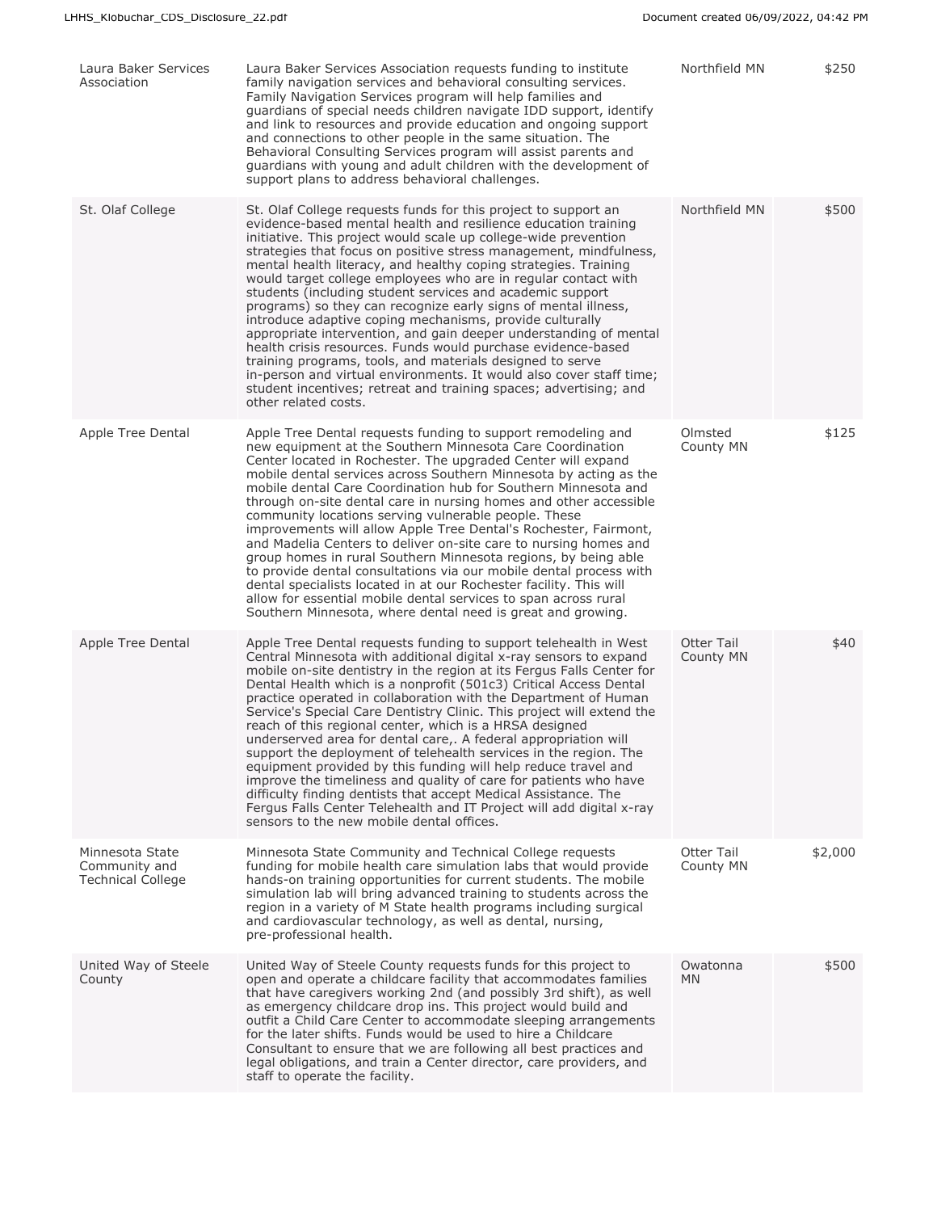| | | | |
|---|---|---|---|
| Laura Baker Services Association | Laura Baker Services Association requests funding to institute family navigation services and behavioral consulting services. Family Navigation Services program will help families and guardians of special needs children navigate IDD support, identify and link to resources and provide education and ongoing support and connections to other people in the same situation. The Behavioral Consulting Services program will assist parents and guardians with young and adult children with the development of support plans to address behavioral challenges. | Northfield MN | $250 |
| St. Olaf College | St. Olaf College requests funds for this project to support an evidence-based mental health and resilience education training initiative. This project would scale up college-wide prevention strategies that focus on positive stress management, mindfulness, mental health literacy, and healthy coping strategies. Training would target college employees who are in regular contact with students (including student services and academic support programs) so they can recognize early signs of mental illness, introduce adaptive coping mechanisms, provide culturally appropriate intervention, and gain deeper understanding of mental health crisis resources. Funds would purchase evidence-based training programs, tools, and materials designed to serve in-person and virtual environments. It would also cover staff time; student incentives; retreat and training spaces; advertising; and other related costs. | Northfield MN | $500 |
| Apple Tree Dental | Apple Tree Dental requests funding to support remodeling and new equipment at the Southern Minnesota Care Coordination Center located in Rochester. The upgraded Center will expand mobile dental services across Southern Minnesota by acting as the mobile dental Care Coordination hub for Southern Minnesota and through on-site dental care in nursing homes and other accessible community locations serving vulnerable people. These improvements will allow Apple Tree Dental's Rochester, Fairmont, and Madelia Centers to deliver on-site care to nursing homes and group homes in rural Southern Minnesota regions, by being able to provide dental consultations via our mobile dental process with dental specialists located in at our Rochester facility. This will allow for essential mobile dental services to span across rural Southern Minnesota, where dental need is great and growing. | Olmsted County MN | $125 |
| Apple Tree Dental | Apple Tree Dental requests funding to support telehealth in West Central Minnesota with additional digital x-ray sensors to expand mobile on-site dentistry in the region at its Fergus Falls Center for Dental Health which is a nonprofit (501c3) Critical Access Dental practice operated in collaboration with the Department of Human Service's Special Care Dentistry Clinic. This project will extend the reach of this regional center, which is a HRSA designed underserved area for dental care,. A federal appropriation will support the deployment of telehealth services in the region. The equipment provided by this funding will help reduce travel and improve the timeliness and quality of care for patients who have difficulty finding dentists that accept Medical Assistance. The Fergus Falls Center Telehealth and IT Project will add digital x-ray sensors to the new mobile dental offices. | Otter Tail County MN | $40 |
| Minnesota State Community and Technical College | Minnesota State Community and Technical College requests funding for mobile health care simulation labs that would provide hands-on training opportunities for current students. The mobile simulation lab will bring advanced training to students across the region in a variety of M State health programs including surgical and cardiovascular technology, as well as dental, nursing, pre-professional health. | Otter Tail County MN | $2,000 |
| United Way of Steele County | United Way of Steele County requests funds for this project to open and operate a childcare facility that accommodates families that have caregivers working 2nd (and possibly 3rd shift), as well as emergency childcare drop ins. This project would build and outfit a Child Care Center to accommodate sleeping arrangements for the later shifts. Funds would be used to hire a Childcare Consultant to ensure that we are following all best practices and legal obligations, and train a Center director, care providers, and staff to operate the facility. | Owatonna MN | $500 |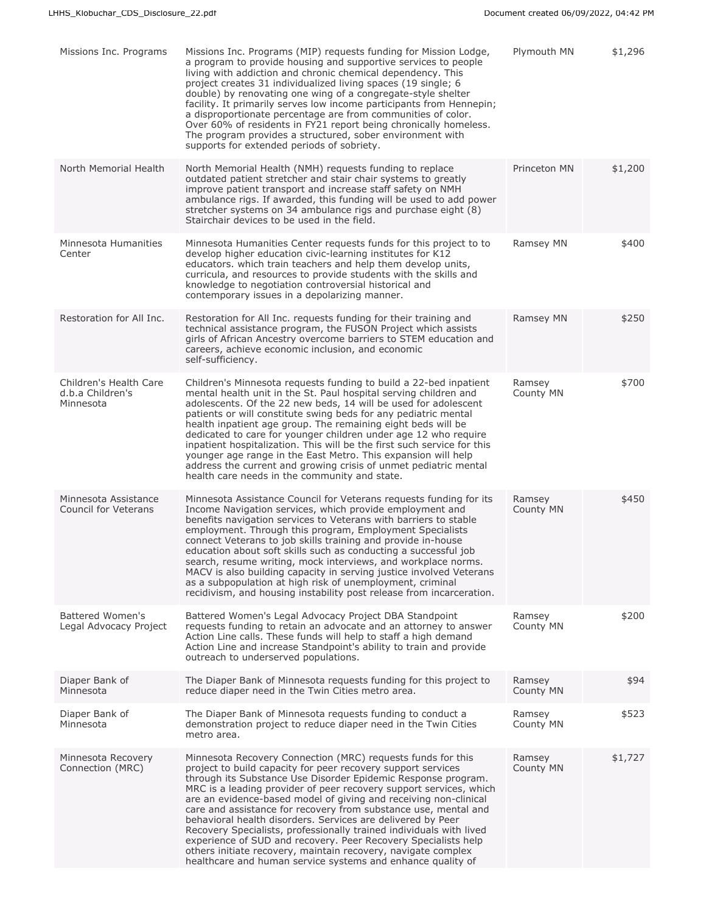| | | | |
|---|---|---|---|
| Missions Inc. Programs | Missions Inc. Programs (MIP) requests funding for Mission Lodge, a program to provide housing and supportive services to people living with addiction and chronic chemical dependency. This project creates 31 individualized living spaces (19 single; 6 double) by renovating one wing of a congregate-style shelter facility. It primarily serves low income participants from Hennepin; a disproportionate percentage are from communities of color. Over 60% of residents in FY21 report being chronically homeless. The program provides a structured, sober environment with supports for extended periods of sobriety. | Plymouth MN | $1,296 |
| North Memorial Health | North Memorial Health (NMH) requests funding to replace outdated patient stretcher and stair chair systems to greatly improve patient transport and increase staff safety on NMH ambulance rigs. If awarded, this funding will be used to add power stretcher systems on 34 ambulance rigs and purchase eight (8) Stairchair devices to be used in the field. | Princeton MN | $1,200 |
| Minnesota Humanities Center | Minnesota Humanities Center requests funds for this project to to develop higher education civic-learning institutes for K12 educators. which train teachers and help them develop units, curricula, and resources to provide students with the skills and knowledge to negotiation controversial historical and contemporary issues in a depolarizing manner. | Ramsey MN | $400 |
| Restoration for All Inc. | Restoration for All Inc. requests funding for their training and technical assistance program, the FUSON Project which assists girls of African Ancestry overcome barriers to STEM education and careers, achieve economic inclusion, and economic self-sufficiency. | Ramsey MN | $250 |
| Children's Health Care d.b.a Children's Minnesota | Children's Minnesota requests funding to build a 22-bed inpatient mental health unit in the St. Paul hospital serving children and adolescents. Of the 22 new beds, 14 will be used for adolescent patients or will constitute swing beds for any pediatric mental health inpatient age group. The remaining eight beds will be dedicated to care for younger children under age 12 who require inpatient hospitalization. This will be the first such service for this younger age range in the East Metro. This expansion will help address the current and growing crisis of unmet pediatric mental health care needs in the community and state. | Ramsey County MN | $700 |
| Minnesota Assistance Council for Veterans | Minnesota Assistance Council for Veterans requests funding for its Income Navigation services, which provide employment and benefits navigation services to Veterans with barriers to stable employment. Through this program, Employment Specialists connect Veterans to job skills training and provide in-house education about soft skills such as conducting a successful job search, resume writing, mock interviews, and workplace norms. MACV is also building capacity in serving justice involved Veterans as a subpopulation at high risk of unemployment, criminal recidivism, and housing instability post release from incarceration. | Ramsey County MN | $450 |
| Battered Women's Legal Advocacy Project | Battered Women's Legal Advocacy Project DBA Standpoint requests funding to retain an advocate and an attorney to answer Action Line calls. These funds will help to staff a high demand Action Line and increase Standpoint's ability to train and provide outreach to underserved populations. | Ramsey County MN | $200 |
| Diaper Bank of Minnesota | The Diaper Bank of Minnesota requests funding for this project to reduce diaper need in the Twin Cities metro area. | Ramsey County MN | $94 |
| Diaper Bank of Minnesota | The Diaper Bank of Minnesota requests funding to conduct a demonstration project to reduce diaper need in the Twin Cities metro area. | Ramsey County MN | $523 |
| Minnesota Recovery Connection (MRC) | Minnesota Recovery Connection (MRC) requests funds for this project to build capacity for peer recovery support services through its Substance Use Disorder Epidemic Response program. MRC is a leading provider of peer recovery support services, which are an evidence-based model of giving and receiving non-clinical care and assistance for recovery from substance use, mental and behavioral health disorders. Services are delivered by Peer Recovery Specialists, professionally trained individuals with lived experience of SUD and recovery. Peer Recovery Specialists help others initiate recovery, maintain recovery, navigate complex healthcare and human service systems and enhance quality of | Ramsey County MN | $1,727 |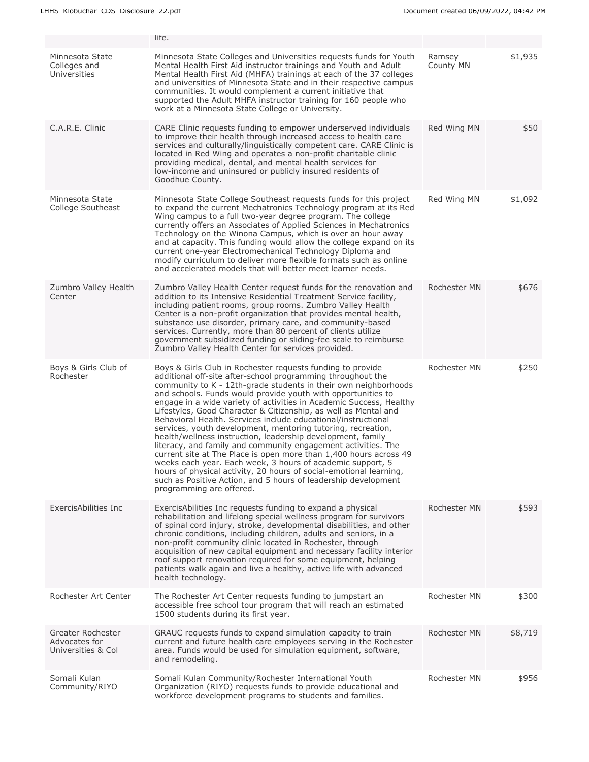| | | | |
|---|---|---|---|
| | life. | | |
| Minnesota State Colleges and Universities | Minnesota State Colleges and Universities requests funds for Youth Mental Health First Aid instructor trainings and Youth and Adult Mental Health First Aid (MHFA) trainings at each of the 37 colleges and universities of Minnesota State and in their respective campus communities. It would complement a current initiative that supported the Adult MHFA instructor training for 160 people who work at a Minnesota State College or University. | Ramsey County MN | $1,935 |
| C.A.R.E. Clinic | CARE Clinic requests funding to empower underserved individuals to improve their health through increased access to health care services and culturally/linguistically competent care. CARE Clinic is located in Red Wing and operates a non-profit charitable clinic providing medical, dental, and mental health services for low-income and uninsured or publicly insured residents of Goodhue County. | Red Wing MN | $50 |
| Minnesota State College Southeast | Minnesota State College Southeast requests funds for this project to expand the current Mechatronics Technology program at its Red Wing campus to a full two-year degree program. The college currently offers an Associates of Applied Sciences in Mechatronics Technology on the Winona Campus, which is over an hour away and at capacity. This funding would allow the college expand on its current one-year Electromechanical Technology Diploma and modify curriculum to deliver more flexible formats such as online and accelerated models that will better meet learner needs. | Red Wing MN | $1,092 |
| Zumbro Valley Health Center | Zumbro Valley Health Center request funds for the renovation and addition to its Intensive Residential Treatment Service facility, including patient rooms, group rooms. Zumbro Valley Health Center is a non-profit organization that provides mental health, substance use disorder, primary care, and community-based services. Currently, more than 80 percent of clients utilize government subsidized funding or sliding-fee scale to reimburse Zumbro Valley Health Center for services provided. | Rochester MN | $676 |
| Boys & Girls Club of Rochester | Boys & Girls Club in Rochester requests funding to provide additional off-site after-school programming throughout the community to K - 12th-grade students in their own neighborhoods and schools. Funds would provide youth with opportunities to engage in a wide variety of activities in Academic Success, Healthy Lifestyles, Good Character & Citizenship, as well as Mental and Behavioral Health. Services include educational/instructional services, youth development, mentoring tutoring, recreation, health/wellness instruction, leadership development, family literacy, and family and community engagement activities. The current site at The Place is open more than 1,400 hours across 49 weeks each year. Each week, 3 hours of academic support, 5 hours of physical activity, 20 hours of social-emotional learning, such as Positive Action, and 5 hours of leadership development programming are offered. | Rochester MN | $250 |
| ExercisAbilities Inc | ExercisAbilities Inc requests funding to expand a physical rehabilitation and lifelong special wellness program for survivors of spinal cord injury, stroke, developmental disabilities, and other chronic conditions, including children, adults and seniors, in a non-profit community clinic located in Rochester, through acquisition of new capital equipment and necessary facility interior roof support renovation required for some equipment, helping patients walk again and live a healthy, active life with advanced health technology. | Rochester MN | $593 |
| Rochester Art Center | The Rochester Art Center requests funding to jumpstart an accessible free school tour program that will reach an estimated 1500 students during its first year. | Rochester MN | $300 |
| Greater Rochester Advocates for Universities & Col | GRAUC requests funds to expand simulation capacity to train current and future health care employees serving in the Rochester area. Funds would be used for simulation equipment, software, and remodeling. | Rochester MN | $8,719 |
| Somali Kulan Community/RIYO | Somali Kulan Community/Rochester International Youth Organization (RIYO) requests funds to provide educational and workforce development programs to students and families. | Rochester MN | $956 |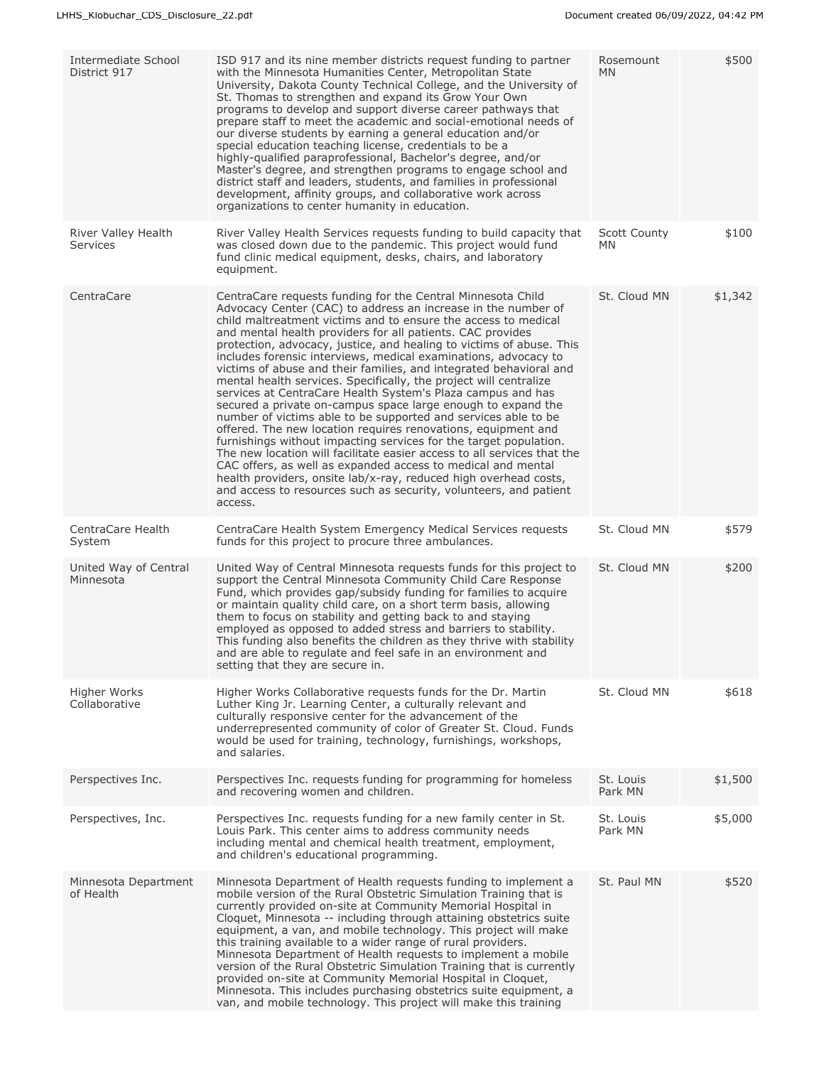| Intermediate School District 917 | ISD 917 and its nine member districts request funding to partner with the Minnesota Humanities Center, Metropolitan State University, Dakota County Technical College, and the University of St. Thomas to strengthen and expand its Grow Your Own programs to develop and support diverse career pathways that prepare staff to meet the academic and social-emotional needs of our diverse students by earning a general education and/or special education teaching license, credentials to be a highly-qualified paraprofessional, Bachelor's degree, and/or Master's degree, and strengthen programs to engage school and district staff and leaders, students, and families in professional development, affinity groups, and collaborative work across organizations to center humanity in education. | Rosemount MN | $500 |
|---|---|---|---|
| River Valley Health Services | River Valley Health Services requests funding to build capacity that was closed down due to the pandemic. This project would fund fund clinic medical equipment, desks, chairs, and laboratory equipment. | Scott County MN | $100 |
| CentraCare | CentraCare requests funding for the Central Minnesota Child Advocacy Center (CAC) to address an increase in the number of child maltreatment victims and to ensure the access to medical and mental health providers for all patients. CAC provides protection, advocacy, justice, and healing to victims of abuse. This includes forensic interviews, medical examinations, advocacy to victims of abuse and their families, and integrated behavioral and mental health services. Specifically, the project will centralize services at CentraCare Health System's Plaza campus and has secured a private on-campus space large enough to expand the number of victims able to be supported and services able to be offered. The new location requires renovations, equipment and furnishings without impacting services for the target population. The new location will facilitate easier access to all services that the CAC offers, as well as expanded access to medical and mental health providers, onsite lab/x-ray, reduced high overhead costs, and access to resources such as security, volunteers, and patient access. | St. Cloud MN | $1,342 |
| CentraCare Health System | CentraCare Health System Emergency Medical Services requests funds for this project to procure three ambulances. | St. Cloud MN | $579 |
| United Way of Central Minnesota | United Way of Central Minnesota requests funds for this project to support the Central Minnesota Community Child Care Response Fund, which provides gap/subsidy funding for families to acquire or maintain quality child care, on a short term basis, allowing them to focus on stability and getting back to and staying employed as opposed to added stress and barriers to stability. This funding also benefits the children as they thrive with stability and are able to regulate and feel safe in an environment and setting that they are secure in. | St. Cloud MN | $200 |
| Higher Works Collaborative | Higher Works Collaborative requests funds for the Dr. Martin Luther King Jr. Learning Center, a culturally relevant and culturally responsive center for the advancement of the underrepresented community of color of Greater St. Cloud. Funds would be used for training, technology, furnishings, workshops, and salaries. | St. Cloud MN | $618 |
| Perspectives Inc. | Perspectives Inc. requests funding for programming for homeless and recovering women and children. | St. Louis Park MN | $1,500 |
| Perspectives, Inc. | Perspectives Inc. requests funding for a new family center in St. Louis Park. This center aims to address community needs including mental and chemical health treatment, employment, and children's educational programming. | St. Louis Park MN | $5,000 |
| Minnesota Department of Health | Minnesota Department of Health requests funding to implement a mobile version of the Rural Obstetric Simulation Training that is currently provided on-site at Community Memorial Hospital in Cloquet, Minnesota -- including through attaining obstetrics suite equipment, a van, and mobile technology. This project will make this training available to a wider range of rural providers. Minnesota Department of Health requests to implement a mobile version of the Rural Obstetric Simulation Training that is currently provided on-site at Community Memorial Hospital in Cloquet, Minnesota. This includes purchasing obstetrics suite equipment, a van, and mobile technology. This project will make this training | St. Paul MN | $520 |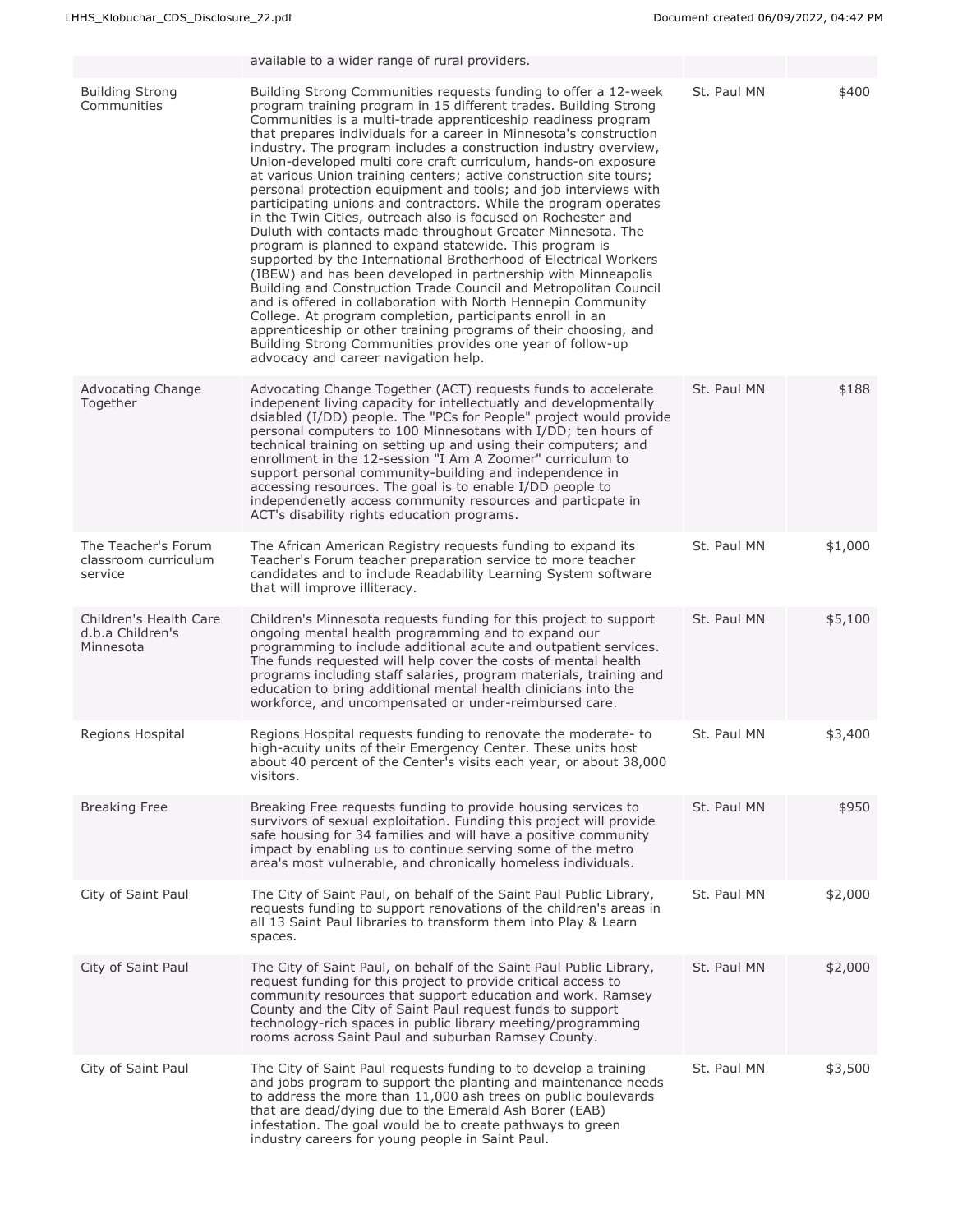| | | | |
|---|---|---|---|
| | available to a wider range of rural providers. | | |
| Building Strong Communities | Building Strong Communities requests funding to offer a 12-week program training program in 15 different trades. Building Strong Communities is a multi-trade apprenticeship readiness program that prepares individuals for a career in Minnesota's construction industry. The program includes a construction industry overview, Union-developed multi core craft curriculum, hands-on exposure at various Union training centers; active construction site tours; personal protection equipment and tools; and job interviews with participating unions and contractors. While the program operates in the Twin Cities, outreach also is focused on Rochester and Duluth with contacts made throughout Greater Minnesota. The program is planned to expand statewide. This program is supported by the International Brotherhood of Electrical Workers (IBEW) and has been developed in partnership with Minneapolis Building and Construction Trade Council and Metropolitan Council and is offered in collaboration with North Hennepin Community College. At program completion, participants enroll in an apprenticeship or other training programs of their choosing, and Building Strong Communities provides one year of follow-up advocacy and career navigation help. | St. Paul MN | $400 |
| Advocating Change Together | Advocating Change Together (ACT) requests funds to accelerate indepenent living capacity for intellectuatly and developmentally dsiabled (I/DD) people. The "PCs for People" project would provide personal computers to 100 Minnesotans with I/DD; ten hours of technical training on setting up and using their computers; and enrollment in the 12-session "I Am A Zoomer" curriculum to support personal community-building and independence in accessing resources. The goal is to enable I/DD people to independenetly access community resources and particpate in ACT's disability rights education programs. | St. Paul MN | $188 |
| The Teacher's Forum classroom curriculum service | The African American Registry requests funding to expand its Teacher's Forum teacher preparation service to more teacher candidates and to include Readability Learning System software that will improve illiteracy. | St. Paul MN | $1,000 |
| Children's Health Care d.b.a Children's Minnesota | Children's Minnesota requests funding for this project to support ongoing mental health programming and to expand our programming to include additional acute and outpatient services. The funds requested will help cover the costs of mental health programs including staff salaries, program materials, training and education to bring additional mental health clinicians into the workforce, and uncompensated or under-reimbursed care. | St. Paul MN | $5,100 |
| Regions Hospital | Regions Hospital requests funding to renovate the moderate- to high-acuity units of their Emergency Center. These units host about 40 percent of the Center's visits each year, or about 38,000 visitors. | St. Paul MN | $3,400 |
| Breaking Free | Breaking Free requests funding to provide housing services to survivors of sexual exploitation. Funding this project will provide safe housing for 34 families and will have a positive community impact by enabling us to continue serving some of the metro area's most vulnerable, and chronically homeless individuals. | St. Paul MN | $950 |
| City of Saint Paul | The City of Saint Paul, on behalf of the Saint Paul Public Library, requests funding to support renovations of the children's areas in all 13 Saint Paul libraries to transform them into Play & Learn spaces. | St. Paul MN | $2,000 |
| City of Saint Paul | The City of Saint Paul, on behalf of the Saint Paul Public Library, request funding for this project to provide critical access to community resources that support education and work. Ramsey County and the City of Saint Paul request funds to support technology-rich spaces in public library meeting/programming rooms across Saint Paul and suburban Ramsey County. | St. Paul MN | $2,000 |
| City of Saint Paul | The City of Saint Paul requests funding to to develop a training and jobs program to support the planting and maintenance needs to address the more than 11,000 ash trees on public boulevards that are dead/dying due to the Emerald Ash Borer (EAB) infestation. The goal would be to create pathways to green industry careers for young people in Saint Paul. | St. Paul MN | $3,500 |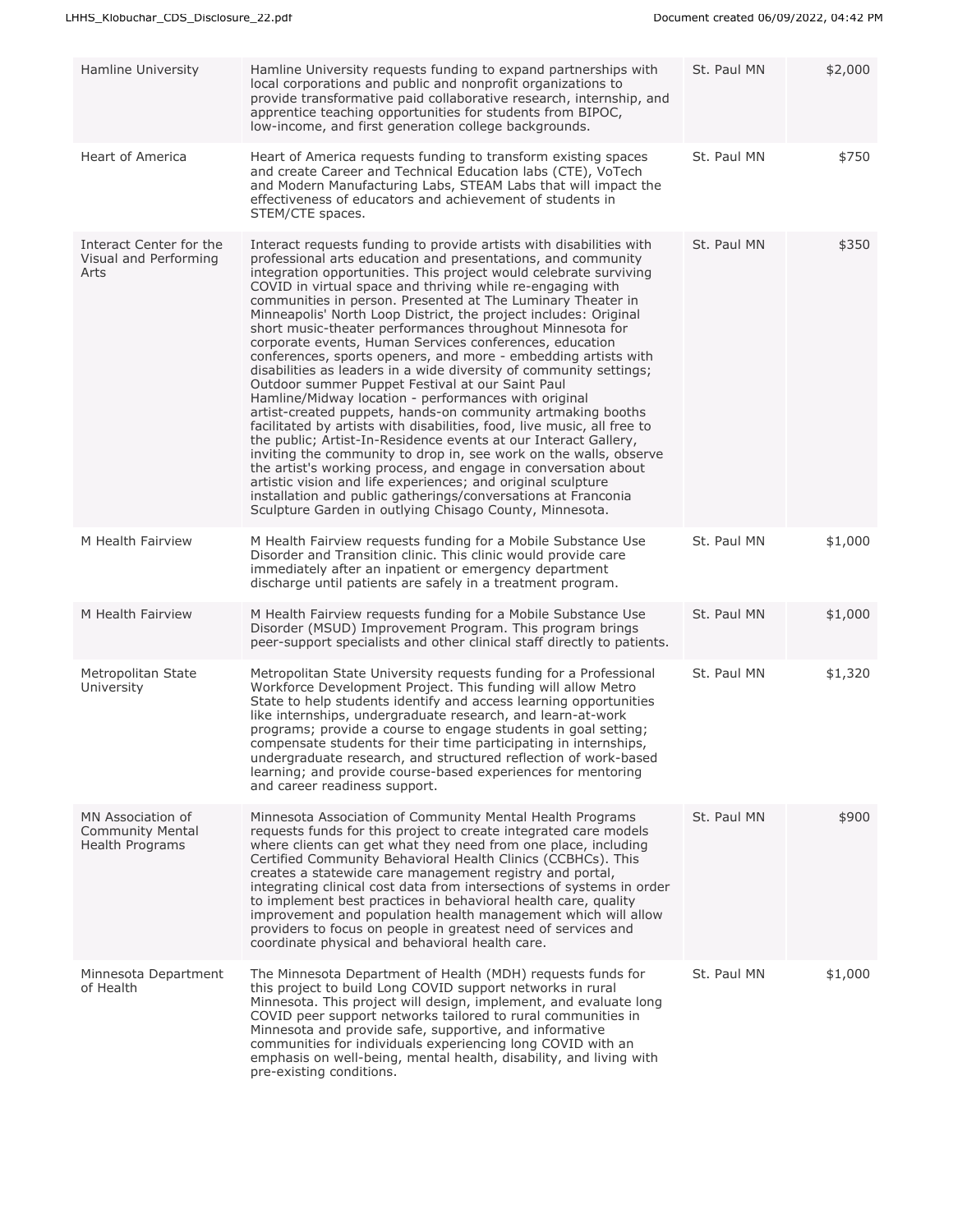| Hamline University | Hamline University requests funding to expand partnerships with local corporations and public and nonprofit organizations to provide transformative paid collaborative research, internship, and apprentice teaching opportunities for students from BIPOC, low-income, and first generation college backgrounds. | St. Paul MN | $2,000 |
|---|---|---|---|
| Heart of America | Heart of America requests funding to transform existing spaces and create Career and Technical Education labs (CTE), VoTech and Modern Manufacturing Labs, STEAM Labs that will impact the effectiveness of educators and achievement of students in STEM/CTE spaces. | St. Paul MN | $750 |
| Interact Center for the Visual and Performing Arts | Interact requests funding to provide artists with disabilities with professional arts education and presentations, and community integration opportunities. This project would celebrate surviving COVID in virtual space and thriving while re-engaging with communities in person. Presented at The Luminary Theater in Minneapolis' North Loop District, the project includes: Original short music-theater performances throughout Minnesota for corporate events, Human Services conferences, education conferences, sports openers, and more - embedding artists with disabilities as leaders in a wide diversity of community settings; Outdoor summer Puppet Festival at our Saint Paul Hamline/Midway location - performances with original artist-created puppets, hands-on community artmaking booths facilitated by artists with disabilities, food, live music, all free to the public; Artist-In-Residence events at our Interact Gallery, inviting the community to drop in, see work on the walls, observe the artist's working process, and engage in conversation about artistic vision and life experiences; and original sculpture installation and public gatherings/conversations at Franconia Sculpture Garden in outlying Chisago County, Minnesota. | St. Paul MN | $350 |
| M Health Fairview | M Health Fairview requests funding for a Mobile Substance Use Disorder and Transition clinic. This clinic would provide care immediately after an inpatient or emergency department discharge until patients are safely in a treatment program. | St. Paul MN | $1,000 |
| M Health Fairview | M Health Fairview requests funding for a Mobile Substance Use Disorder (MSUD) Improvement Program. This program brings peer-support specialists and other clinical staff directly to patients. | St. Paul MN | $1,000 |
| Metropolitan State University | Metropolitan State University requests funding for a Professional Workforce Development Project. This funding will allow Metro State to help students identify and access learning opportunities like internships, undergraduate research, and learn-at-work programs; provide a course to engage students in goal setting; compensate students for their time participating in internships, undergraduate research, and structured reflection of work-based learning; and provide course-based experiences for mentoring and career readiness support. | St. Paul MN | $1,320 |
| MN Association of Community Mental Health Programs | Minnesota Association of Community Mental Health Programs requests funds for this project to create integrated care models where clients can get what they need from one place, including Certified Community Behavioral Health Clinics (CCBHCs). This creates a statewide care management registry and portal, integrating clinical cost data from intersections of systems in order to implement best practices in behavioral health care, quality improvement and population health management which will allow providers to focus on people in greatest need of services and coordinate physical and behavioral health care. | St. Paul MN | $900 |
| Minnesota Department of Health | The Minnesota Department of Health (MDH) requests funds for this project to build Long COVID support networks in rural Minnesota. This project will design, implement, and evaluate long COVID peer support networks tailored to rural communities in Minnesota and provide safe, supportive, and informative communities for individuals experiencing long COVID with an emphasis on well-being, mental health, disability, and living with pre-existing conditions. | St. Paul MN | $1,000 |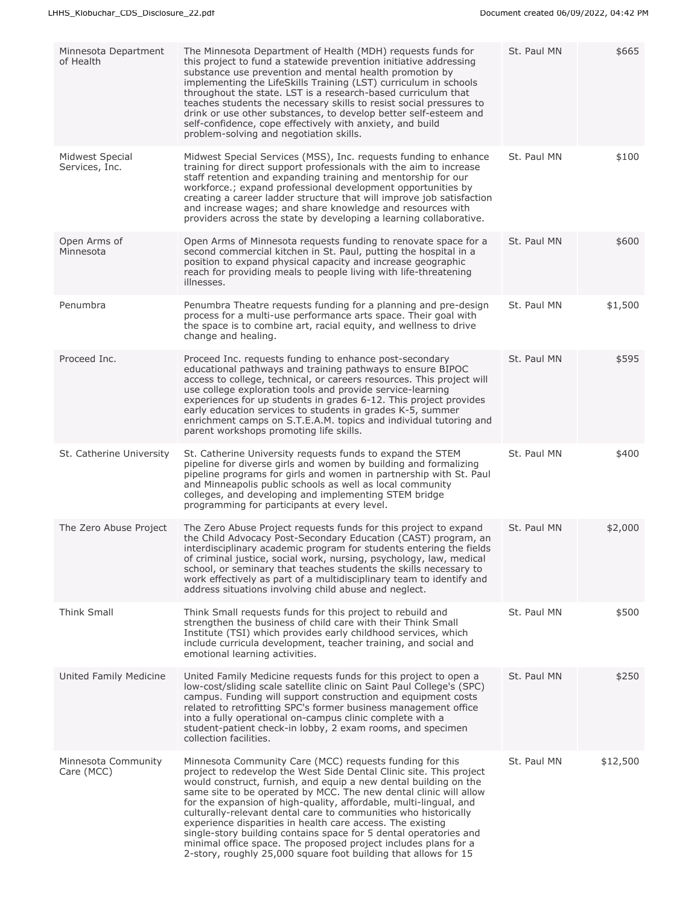| Minnesota Department of Health | The Minnesota Department of Health (MDH) requests funds for this project to fund a statewide prevention initiative addressing substance use prevention and mental health promotion by implementing the LifeSkills Training (LST) curriculum in schools throughout the state. LST is a research-based curriculum that teaches students the necessary skills to resist social pressures to drink or use other substances, to develop better self-esteem and self-confidence, cope effectively with anxiety, and build problem-solving and negotiation skills. | St. Paul MN | $665 |
|---|---|---|---|
| Midwest Special Services, Inc. | Midwest Special Services (MSS), Inc. requests funding to enhance training for direct support professionals with the aim to increase staff retention and expanding training and mentorship for our workforce.; expand professional development opportunities by creating a career ladder structure that will improve job satisfaction and increase wages; and share knowledge and resources with providers across the state by developing a learning collaborative. | St. Paul MN | $100 |
| Open Arms of Minnesota | Open Arms of Minnesota requests funding to renovate space for a second commercial kitchen in St. Paul, putting the hospital in a position to expand physical capacity and increase geographic reach for providing meals to people living with life-threatening illnesses. | St. Paul MN | $600 |
| Penumbra | Penumbra Theatre requests funding for a planning and pre-design process for a multi-use performance arts space. Their goal with the space is to combine art, racial equity, and wellness to drive change and healing. | St. Paul MN | $1,500 |
| Proceed Inc. | Proceed Inc. requests funding to enhance post-secondary educational pathways and training pathways to ensure BIPOC access to college, technical, or careers resources. This project will use college exploration tools and provide service-learning experiences for up students in grades 6-12. This project provides early education services to students in grades K-5, summer enrichment camps on S.T.E.A.M. topics and individual tutoring and parent workshops promoting life skills. | St. Paul MN | $595 |
| St. Catherine University | St. Catherine University requests funds to expand the STEM pipeline for diverse girls and women by building and formalizing pipeline programs for girls and women in partnership with St. Paul and Minneapolis public schools as well as local community colleges, and developing and implementing STEM bridge programming for participants at every level. | St. Paul MN | $400 |
| The Zero Abuse Project | The Zero Abuse Project requests funds for this project to expand the Child Advocacy Post-Secondary Education (CAST) program, an interdisciplinary academic program for students entering the fields of criminal justice, social work, nursing, psychology, law, medical school, or seminary that teaches students the skills necessary to work effectively as part of a multidisciplinary team to identify and address situations involving child abuse and neglect. | St. Paul MN | $2,000 |
| Think Small | Think Small requests funds for this project to rebuild and strengthen the business of child care with their Think Small Institute (TSI) which provides early childhood services, which include curricula development, teacher training, and social and emotional learning activities. | St. Paul MN | $500 |
| United Family Medicine | United Family Medicine requests funds for this project to open a low-cost/sliding scale satellite clinic on Saint Paul College's (SPC) campus. Funding will support construction and equipment costs related to retrofitting SPC's former business management office into a fully operational on-campus clinic complete with a student-patient check-in lobby, 2 exam rooms, and specimen collection facilities. | St. Paul MN | $250 |
| Minnesota Community Care (MCC) | Minnesota Community Care (MCC) requests funding for this project to redevelop the West Side Dental Clinic site. This project would construct, furnish, and equip a new dental building on the same site to be operated by MCC. The new dental clinic will allow for the expansion of high-quality, affordable, multi-lingual, and culturally-relevant dental care to communities who historically experience disparities in health care access. The existing single-story building contains space for 5 dental operatories and minimal office space. The proposed project includes plans for a 2-story, roughly 25,000 square foot building that allows for 15 | St. Paul MN | $12,500 |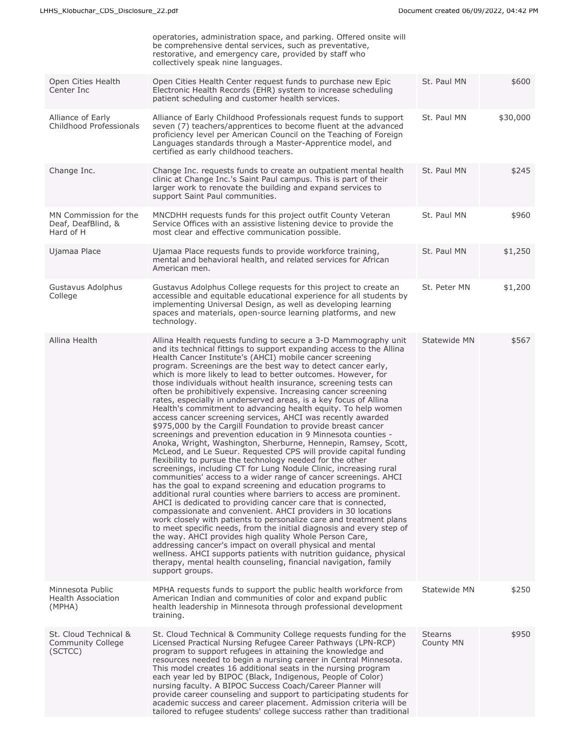| | | | |
|---|---|---|---|
| | operatories, administration space, and parking. Offered onsite will be comprehensive dental services, such as preventative, restorative, and emergency care, provided by staff who collectively speak nine languages. | | |
| Open Cities Health Center Inc | Open Cities Health Center request funds to purchase new Epic Electronic Health Records (EHR) system to increase scheduling patient scheduling and customer health services. | St. Paul MN | $600 |
| Alliance of Early Childhood Professionals | Alliance of Early Childhood Professionals request funds to support seven (7) teachers/apprentices to become fluent at the advanced proficiency level per American Council on the Teaching of Foreign Languages standards through a Master-Apprentice model, and certified as early childhood teachers. | St. Paul MN | $30,000 |
| Change Inc. | Change Inc. requests funds to create an outpatient mental health clinic at Change Inc.'s Saint Paul campus. This is part of their larger work to renovate the building and expand services to support Saint Paul communities. | St. Paul MN | $245 |
| MN Commission for the Deaf, DeafBlind, & Hard of H | MNCDHH requests funds for this project outfit County Veteran Service Offices with an assistive listening device to provide the most clear and effective communication possible. | St. Paul MN | $960 |
| Ujamaa Place | Ujamaa Place requests funds to provide workforce training, mental and behavioral health, and related services for African American men. | St. Paul MN | $1,250 |
| Gustavus Adolphus College | Gustavus Adolphus College requests for this project to create an accessible and equitable educational experience for all students by implementing Universal Design, as well as developing learning spaces and materials, open-source learning platforms, and new technology. | St. Peter MN | $1,200 |
| Allina Health | Allina Health requests funding to secure a 3-D Mammography unit and its technical fittings to support expanding access to the Allina Health Cancer Institute's (AHCI) mobile cancer screening program. Screenings are the best way to detect cancer early, which is more likely to lead to better outcomes. However, for those individuals without health insurance, screening tests can often be prohibitively expensive. Increasing cancer screening rates, especially in underserved areas, is a key focus of Allina Health's commitment to advancing health equity. To help women access cancer screening services, AHCI was recently awarded $975,000 by the Cargill Foundation to provide breast cancer screenings and prevention education in 9 Minnesota counties - Anoka, Wright, Washington, Sherburne, Hennepin, Ramsey, Scott, McLeod, and Le Sueur. Requested CPS will provide capital funding flexibility to pursue the technology needed for the other screenings, including CT for Lung Nodule Clinic, increasing rural communities' access to a wider range of cancer screenings. AHCI has the goal to expand screening and education programs to additional rural counties where barriers to access are prominent. AHCI is dedicated to providing cancer care that is connected, compassionate and convenient. AHCI providers in 30 locations work closely with patients to personalize care and treatment plans to meet specific needs, from the initial diagnosis and every step of the way. AHCI provides high quality Whole Person Care, addressing cancer's impact on overall physical and mental wellness. AHCI supports patients with nutrition guidance, physical therapy, mental health counseling, financial navigation, family support groups. | Statewide MN | $567 |
| Minnesota Public Health Association (MPHA) | MPHA requests funds to support the public health workforce from American Indian and communities of color and expand public health leadership in Minnesota through professional development training. | Statewide MN | $250 |
| St. Cloud Technical & Community College (SCTCC) | St. Cloud Technical & Community College requests funding for the Licensed Practical Nursing Refugee Career Pathways (LPN-RCP) program to support refugees in attaining the knowledge and resources needed to begin a nursing career in Central Minnesota. This model creates 16 additional seats in the nursing program each year led by BIPOC (Black, Indigenous, People of Color) nursing faculty. A BIPOC Success Coach/Career Planner will provide career counseling and support to participating students for academic success and career placement. Admission criteria will be tailored to refugee students' college success rather than traditional | Stearns County MN | $950 |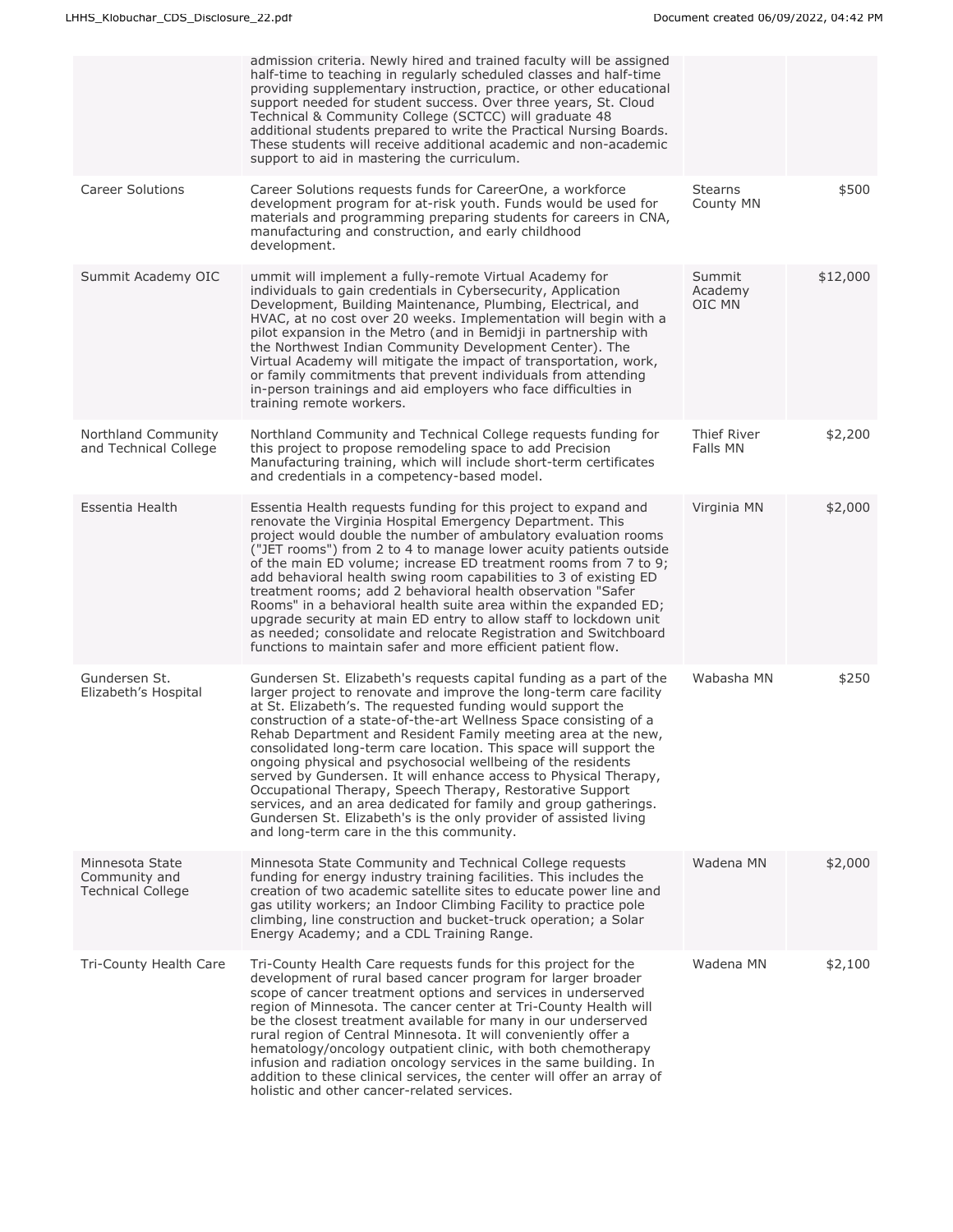| | | | |
|---|---|---|---|
| | admission criteria. Newly hired and trained faculty will be assigned half-time to teaching in regularly scheduled classes and half-time providing supplementary instruction, practice, or other educational support needed for student success. Over three years, St. Cloud Technical & Community College (SCTCC) will graduate 48 additional students prepared to write the Practical Nursing Boards. These students will receive additional academic and non-academic support to aid in mastering the curriculum. | | |
| Career Solutions | Career Solutions requests funds for CareerOne, a workforce development program for at-risk youth. Funds would be used for materials and programming preparing students for careers in CNA, manufacturing and construction, and early childhood development. | Stearns County MN | $500 |
| Summit Academy OIC | ummit will implement a fully-remote Virtual Academy for individuals to gain credentials in Cybersecurity, Application Development, Building Maintenance, Plumbing, Electrical, and HVAC, at no cost over 20 weeks. Implementation will begin with a pilot expansion in the Metro (and in Bemidji in partnership with the Northwest Indian Community Development Center). The Virtual Academy will mitigate the impact of transportation, work, or family commitments that prevent individuals from attending in-person trainings and aid employers who face difficulties in training remote workers. | Summit Academy OIC MN | $12,000 |
| Northland Community and Technical College | Northland Community and Technical College requests funding for this project to propose remodeling space to add Precision Manufacturing training, which will include short-term certificates and credentials in a competency-based model. | Thief River Falls MN | $2,200 |
| Essentia Health | Essentia Health requests funding for this project to expand and renovate the Virginia Hospital Emergency Department. This project would double the number of ambulatory evaluation rooms ("JET rooms") from 2 to 4 to manage lower acuity patients outside of the main ED volume; increase ED treatment rooms from 7 to 9; add behavioral health swing room capabilities to 3 of existing ED treatment rooms; add 2 behavioral health observation "Safer Rooms" in a behavioral health suite area within the expanded ED; upgrade security at main ED entry to allow staff to lockdown unit as needed; consolidate and relocate Registration and Switchboard functions to maintain safer and more efficient patient flow. | Virginia MN | $2,000 |
| Gundersen St. Elizabeth's Hospital | Gundersen St. Elizabeth's requests capital funding as a part of the larger project to renovate and improve the long-term care facility at St. Elizabeth's. The requested funding would support the construction of a state-of-the-art Wellness Space consisting of a Rehab Department and Resident Family meeting area at the new, consolidated long-term care location. This space will support the ongoing physical and psychosocial wellbeing of the residents served by Gundersen. It will enhance access to Physical Therapy, Occupational Therapy, Speech Therapy, Restorative Support services, and an area dedicated for family and group gatherings. Gundersen St. Elizabeth's is the only provider of assisted living and long-term care in the this community. | Wabasha MN | $250 |
| Minnesota State Community and Technical College | Minnesota State Community and Technical College requests funding for energy industry training facilities. This includes the creation of two academic satellite sites to educate power line and gas utility workers; an Indoor Climbing Facility to practice pole climbing, line construction and bucket-truck operation; a Solar Energy Academy; and a CDL Training Range. | Wadena MN | $2,000 |
| Tri-County Health Care | Tri-County Health Care requests funds for this project for the development of rural based cancer program for larger broader scope of cancer treatment options and services in underserved region of Minnesota. The cancer center at Tri-County Health will be the closest treatment available for many in our underserved rural region of Central Minnesota. It will conveniently offer a hematology/oncology outpatient clinic, with both chemotherapy infusion and radiation oncology services in the same building. In addition to these clinical services, the center will offer an array of holistic and other cancer-related services. | Wadena MN | $2,100 |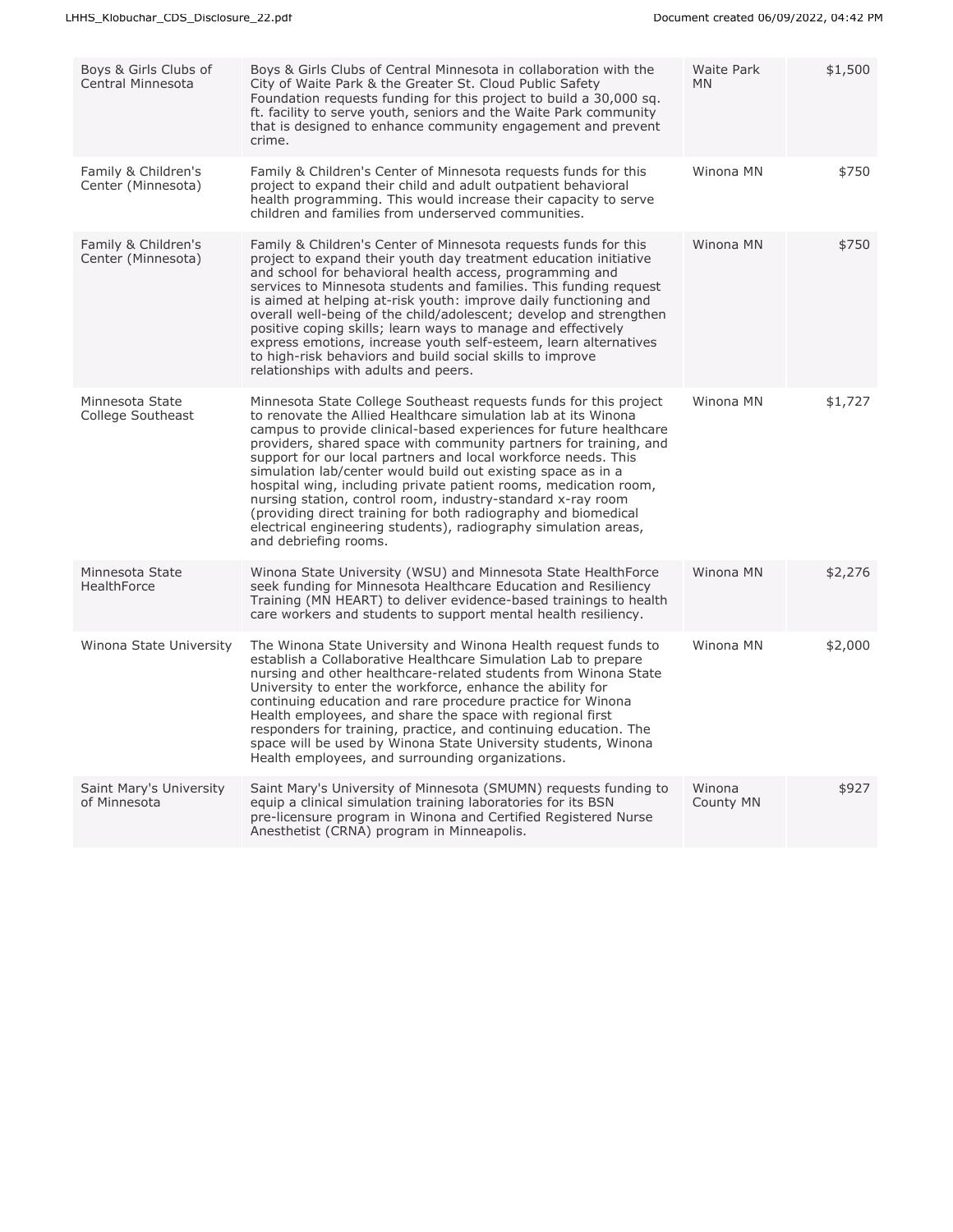| | | | |
|---|---|---|---|
| Boys & Girls Clubs of Central Minnesota | Boys & Girls Clubs of Central Minnesota in collaboration with the City of Waite Park & the Greater St. Cloud Public Safety Foundation requests funding for this project to build a 30,000 sq. ft. facility to serve youth, seniors and the Waite Park community that is designed to enhance community engagement and prevent crime. | Waite Park MN | $1,500 |
| Family & Children's Center (Minnesota) | Family & Children's Center of Minnesota requests funds for this project to expand their child and adult outpatient behavioral health programming. This would increase their capacity to serve children and families from underserved communities. | Winona MN | $750 |
| Family & Children's Center (Minnesota) | Family & Children's Center of Minnesota requests funds for this project to expand their youth day treatment education initiative and school for behavioral health access, programming and services to Minnesota students and families. This funding request is aimed at helping at-risk youth: improve daily functioning and overall well-being of the child/adolescent; develop and strengthen positive coping skills; learn ways to manage and effectively express emotions, increase youth self-esteem, learn alternatives to high-risk behaviors and build social skills to improve relationships with adults and peers. | Winona MN | $750 |
| Minnesota State College Southeast | Minnesota State College Southeast requests funds for this project to renovate the Allied Healthcare simulation lab at its Winona campus to provide clinical-based experiences for future healthcare providers, shared space with community partners for training, and support for our local partners and local workforce needs. This simulation lab/center would build out existing space as in a hospital wing, including private patient rooms, medication room, nursing station, control room, industry-standard x-ray room (providing direct training for both radiography and biomedical electrical engineering students), radiography simulation areas, and debriefing rooms. | Winona MN | $1,727 |
| Minnesota State HealthForce | Winona State University (WSU) and Minnesota State HealthForce seek funding for Minnesota Healthcare Education and Resiliency Training (MN HEART) to deliver evidence-based trainings to health care workers and students to support mental health resiliency. | Winona MN | $2,276 |
| Winona State University | The Winona State University and Winona Health request funds to establish a Collaborative Healthcare Simulation Lab to prepare nursing and other healthcare-related students from Winona State University to enter the workforce, enhance the ability for continuing education and rare procedure practice for Winona Health employees, and share the space with regional first responders for training, practice, and continuing education. The space will be used by Winona State University students, Winona Health employees, and surrounding organizations. | Winona MN | $2,000 |
| Saint Mary's University of Minnesota | Saint Mary's University of Minnesota (SMUMN) requests funding to equip a clinical simulation training laboratories for its BSN pre-licensure program in Winona and Certified Registered Nurse Anesthetist (CRNA) program in Minneapolis. | Winona County MN | $927 |